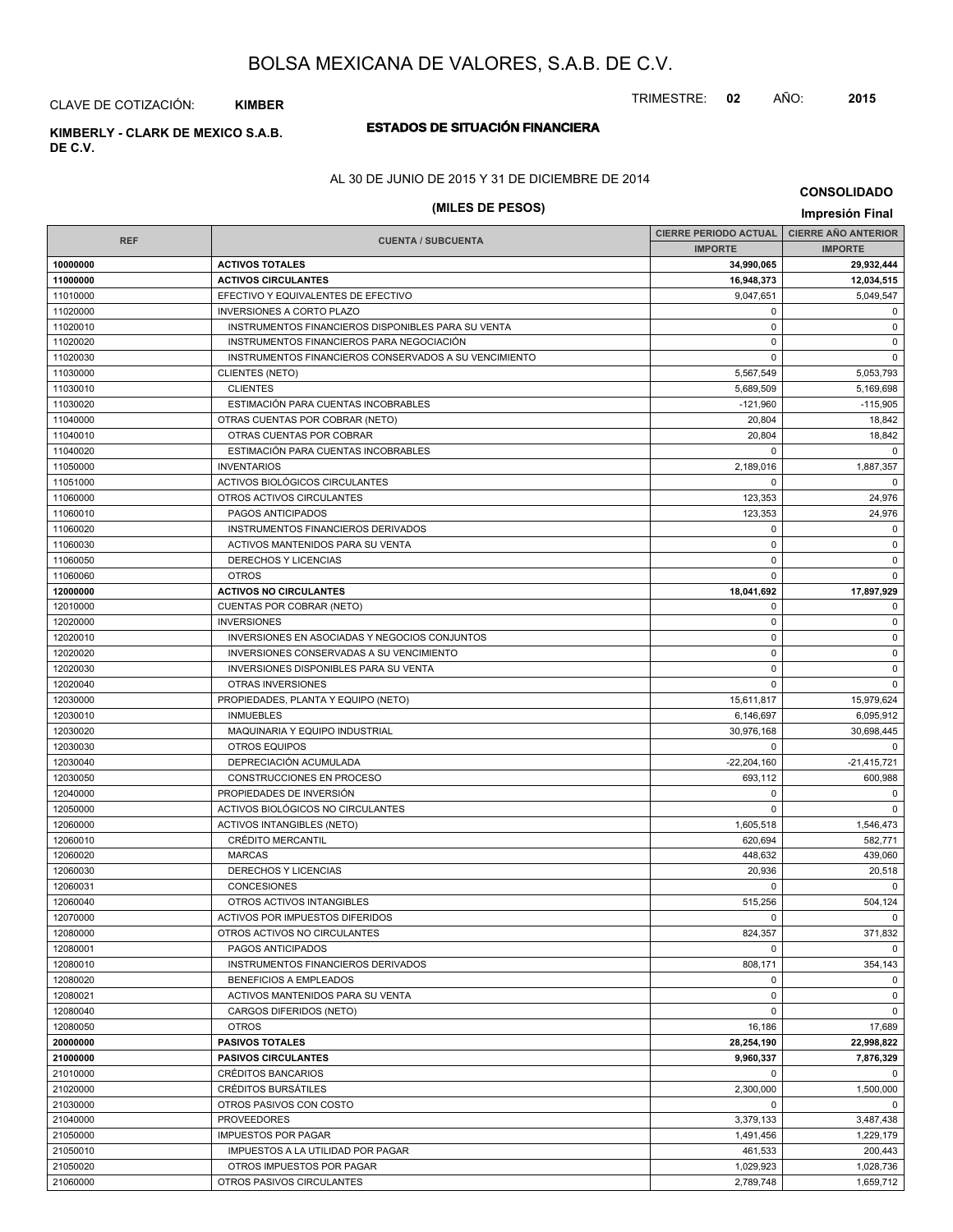# BOLSA MEXICANA DE VALORES, S.A.B. DE C.V.

CLAVE DE COTIZACIÓN: **KIMBER**

TRIMESTRE: **02** AÑO: **2015**

**KIMBERLY - CLARK DE MEXICO S.A.B. DE C.V.**

## ESTADOS DE SITUACIÓN FINANCIERA

AL 30 DE JUNIO DE 2015 Y 31 DE DICIEMBRE DE 2014

**(MILES DE PESOS)**

**CONSOLIDADO**

**Impresión Final**

| REF | CUENTA / SUBCUENTA | CIERRE PERIODO ACTUAL IMPORTE | CIERRE AÑO ANTERIOR IMPORTE |
|---|---|---|---|
| **10000000** | **ACTIVOS TOTALES** | **34,990,065** | **29,932,444** |
| **11000000** | **ACTIVOS CIRCULANTES** | **16,948,373** | **12,034,515** |
| 11010000 | EFECTIVO Y EQUIVALENTES DE EFECTIVO | 9,047,651 | 5,049,547 |
| 11020000 | INVERSIONES A CORTO PLAZO | 0 | 0 |
| 11020010 | INSTRUMENTOS FINANCIEROS DISPONIBLES PARA SU VENTA | 0 | 0 |
| 11020020 | INSTRUMENTOS FINANCIEROS PARA NEGOCIACIÓN | 0 | 0 |
| 11020030 | INSTRUMENTOS FINANCIEROS CONSERVADOS A SU VENCIMIENTO | 0 | 0 |
| 11030000 | CLIENTES (NETO) | 5,567,549 | 5,053,793 |
| 11030010 | CLIENTES | 5,689,509 | 5,169,698 |
| 11030020 | ESTIMACIÓN PARA CUENTAS INCOBRABLES | -121,960 | -115,905 |
| 11040000 | OTRAS CUENTAS POR COBRAR (NETO) | 20,804 | 18,842 |
| 11040010 | OTRAS CUENTAS POR COBRAR | 20,804 | 18,842 |
| 11040020 | ESTIMACIÓN PARA CUENTAS INCOBRABLES | 0 | 0 |
| 11050000 | INVENTARIOS | 2,189,016 | 1,887,357 |
| 11051000 | ACTIVOS BIOLÓGICOS CIRCULANTES | 0 | 0 |
| 11060000 | OTROS ACTIVOS CIRCULANTES | 123,353 | 24,976 |
| 11060010 | PAGOS ANTICIPADOS | 123,353 | 24,976 |
| 11060020 | INSTRUMENTOS FINANCIEROS DERIVADOS | 0 | 0 |
| 11060030 | ACTIVOS MANTENIDOS PARA SU VENTA | 0 | 0 |
| 11060050 | DERECHOS Y LICENCIAS | 0 | 0 |
| 11060060 | OTROS | 0 | 0 |
| **12000000** | **ACTIVOS NO CIRCULANTES** | **18,041,692** | **17,897,929** |
| 12010000 | CUENTAS POR COBRAR (NETO) | 0 | 0 |
| 12020000 | INVERSIONES | 0 | 0 |
| 12020010 | INVERSIONES EN ASOCIADAS Y NEGOCIOS CONJUNTOS | 0 | 0 |
| 12020020 | INVERSIONES CONSERVADAS A SU VENCIMIENTO | 0 | 0 |
| 12020030 | INVERSIONES DISPONIBLES PARA SU VENTA | 0 | 0 |
| 12020040 | OTRAS INVERSIONES | 0 | 0 |
| 12030000 | PROPIEDADES, PLANTA Y EQUIPO (NETO) | 15,611,817 | 15,979,624 |
| 12030010 | INMUEBLES | 6,146,697 | 6,095,912 |
| 12030020 | MAQUINARIA Y EQUIPO INDUSTRIAL | 30,976,168 | 30,698,445 |
| 12030030 | OTROS EQUIPOS | 0 | 0 |
| 12030040 | DEPRECIACIÓN ACUMULADA | -22,204,160 | -21,415,721 |
| 12030050 | CONSTRUCCIONES EN PROCESO | 693,112 | 600,988 |
| 12040000 | PROPIEDADES DE INVERSIÓN | 0 | 0 |
| 12050000 | ACTIVOS BIOLÓGICOS NO CIRCULANTES | 0 | 0 |
| 12060000 | ACTIVOS INTANGIBLES (NETO) | 1,605,518 | 1,546,473 |
| 12060010 | CRÉDITO MERCANTIL | 620,694 | 582,771 |
| 12060020 | MARCAS | 448,632 | 439,060 |
| 12060030 | DERECHOS Y LICENCIAS | 20,936 | 20,518 |
| 12060031 | CONCESIONES | 0 | 0 |
| 12060040 | OTROS ACTIVOS INTANGIBLES | 515,256 | 504,124 |
| 12070000 | ACTIVOS POR IMPUESTOS DIFERIDOS | 0 | 0 |
| 12080000 | OTROS ACTIVOS NO CIRCULANTES | 824,357 | 371,832 |
| 12080001 | PAGOS ANTICIPADOS | 0 | 0 |
| 12080010 | INSTRUMENTOS FINANCIEROS DERIVADOS | 808,171 | 354,143 |
| 12080020 | BENEFICIOS A EMPLEADOS | 0 | 0 |
| 12080021 | ACTIVOS MANTENIDOS PARA SU VENTA | 0 | 0 |
| 12080040 | CARGOS DIFERIDOS (NETO) | 0 | 0 |
| 12080050 | OTROS | 16,186 | 17,689 |
| **20000000** | **PASIVOS TOTALES** | **28,254,190** | **22,998,822** |
| **21000000** | **PASIVOS CIRCULANTES** | **9,960,337** | **7,876,329** |
| 21010000 | CRÉDITOS BANCARIOS | 0 | 0 |
| 21020000 | CRÉDITOS BURSÁTILES | 2,300,000 | 1,500,000 |
| 21030000 | OTROS PASIVOS CON COSTO | 0 | 0 |
| 21040000 | PROVEEDORES | 3,379,133 | 3,487,438 |
| 21050000 | IMPUESTOS POR PAGAR | 1,491,456 | 1,229,179 |
| 21050010 | IMPUESTOS A LA UTILIDAD POR PAGAR | 461,533 | 200,443 |
| 21050020 | OTROS IMPUESTOS POR PAGAR | 1,029,923 | 1,028,736 |
| 21060000 | OTROS PASIVOS CIRCULANTES | 2,789,748 | 1,659,712 |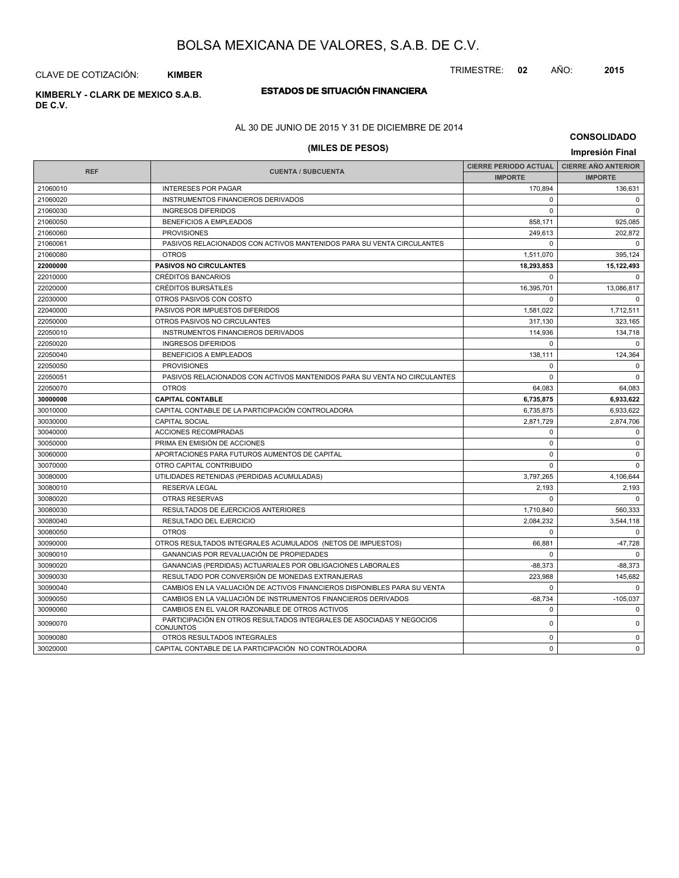# BOLSA MEXICANA DE VALORES, S.A.B. DE C.V.

CLAVE DE COTIZACIÓN: **KIMBER**

TRIMESTRE: **02** AÑO: **2015**

**KIMBERLY - CLARK DE MEXICO S.A.B. DE C.V.**

## ESTADOS DE SITUACIÓN FINANCIERA

AL 30 DE JUNIO DE 2015 Y 31 DE DICIEMBRE DE 2014

**(MILES DE PESOS)**

**CONSOLIDADO**

**Impresión Final**

| REF | CUENTA / SUBCUENTA | CIERRE PERIODO ACTUAL IMPORTE | CIERRE AÑO ANTERIOR IMPORTE |
|---|---|---|---|
| 21060010 | INTERESES POR PAGAR | 170,894 | 136,631 |
| 21060020 | INSTRUMENTOS FINANCIEROS DERIVADOS | 0 | 0 |
| 21060030 | INGRESOS DIFERIDOS | 0 | 0 |
| 21060050 | BENEFICIOS A EMPLEADOS | 858,171 | 925,085 |
| 21060060 | PROVISIONES | 249,613 | 202,872 |
| 21060061 | PASIVOS RELACIONADOS CON ACTIVOS MANTENIDOS PARA SU VENTA CIRCULANTES | 0 | 0 |
| 21060080 | OTROS | 1,511,070 | 395,124 |
| **22000000** | **PASIVOS NO CIRCULANTES** | **18,293,853** | **15,122,493** |
| 22010000 | CRÉDITOS BANCARIOS | 0 | 0 |
| 22020000 | CRÉDITOS BURSÁTILES | 16,395,701 | 13,086,817 |
| 22030000 | OTROS PASIVOS CON COSTO | 0 | 0 |
| 22040000 | PASIVOS POR IMPUESTOS DIFERIDOS | 1,581,022 | 1,712,511 |
| 22050000 | OTROS PASIVOS NO CIRCULANTES | 317,130 | 323,165 |
| 22050010 | INSTRUMENTOS FINANCIEROS DERIVADOS | 114,936 | 134,718 |
| 22050020 | INGRESOS DIFERIDOS | 0 | 0 |
| 22050040 | BENEFICIOS A EMPLEADOS | 138,111 | 124,364 |
| 22050050 | PROVISIONES | 0 | 0 |
| 22050051 | PASIVOS RELACIONADOS CON ACTIVOS MANTENIDOS PARA SU VENTA NO CIRCULANTES | 0 | 0 |
| 22050070 | OTROS | 64,083 | 64,083 |
| **30000000** | **CAPITAL CONTABLE** | **6,735,875** | **6,933,622** |
| 30010000 | CAPITAL CONTABLE DE LA PARTICIPACIÓN CONTROLADORA | 6,735,875 | 6,933,622 |
| 30030000 | CAPITAL SOCIAL | 2,871,729 | 2,874,706 |
| 30040000 | ACCIONES RECOMPRADAS | 0 | 0 |
| 30050000 | PRIMA EN EMISIÓN DE ACCIONES | 0 | 0 |
| 30060000 | APORTACIONES PARA FUTUROS AUMENTOS DE CAPITAL | 0 | 0 |
| 30070000 | OTRO CAPITAL CONTRIBUIDO | 0 | 0 |
| 30080000 | UTILIDADES RETENIDAS (PERDIDAS ACUMULADAS) | 3,797,265 | 4,106,644 |
| 30080010 | RESERVA LEGAL | 2,193 | 2,193 |
| 30080020 | OTRAS RESERVAS | 0 | 0 |
| 30080030 | RESULTADOS DE EJERCICIOS ANTERIORES | 1,710,840 | 560,333 |
| 30080040 | RESULTADO DEL EJERCICIO | 2,084,232 | 3,544,118 |
| 30080050 | OTROS | 0 | 0 |
| 30090000 | OTROS RESULTADOS INTEGRALES ACUMULADOS (NETOS DE IMPUESTOS) | 66,881 | -47,728 |
| 30090010 | GANANCIAS POR REVALUACIÓN DE PROPIEDADES | 0 | 0 |
| 30090020 | GANANCIAS (PERDIDAS) ACTUARIALES POR OBLIGACIONES LABORALES | -88,373 | -88,373 |
| 30090030 | RESULTADO POR CONVERSIÓN DE MONEDAS EXTRANJERAS | 223,988 | 145,682 |
| 30090040 | CAMBIOS EN LA VALUACIÓN DE ACTIVOS FINANCIEROS DISPONIBLES PARA SU VENTA | 0 | 0 |
| 30090050 | CAMBIOS EN LA VALUACIÓN DE INSTRUMENTOS FINANCIEROS DERIVADOS | -68,734 | -105,037 |
| 30090060 | CAMBIOS EN EL VALOR RAZONABLE DE OTROS ACTIVOS | 0 | 0 |
| 30090070 | PARTICIPACIÓN EN OTROS RESULTADOS INTEGRALES DE ASOCIADAS Y NEGOCIOS CONJUNTOS | 0 | 0 |
| 30090080 | OTROS RESULTADOS INTEGRALES | 0 | 0 |
| 30020000 | CAPITAL CONTABLE DE LA PARTICIPACIÓN NO CONTROLADORA | 0 | 0 |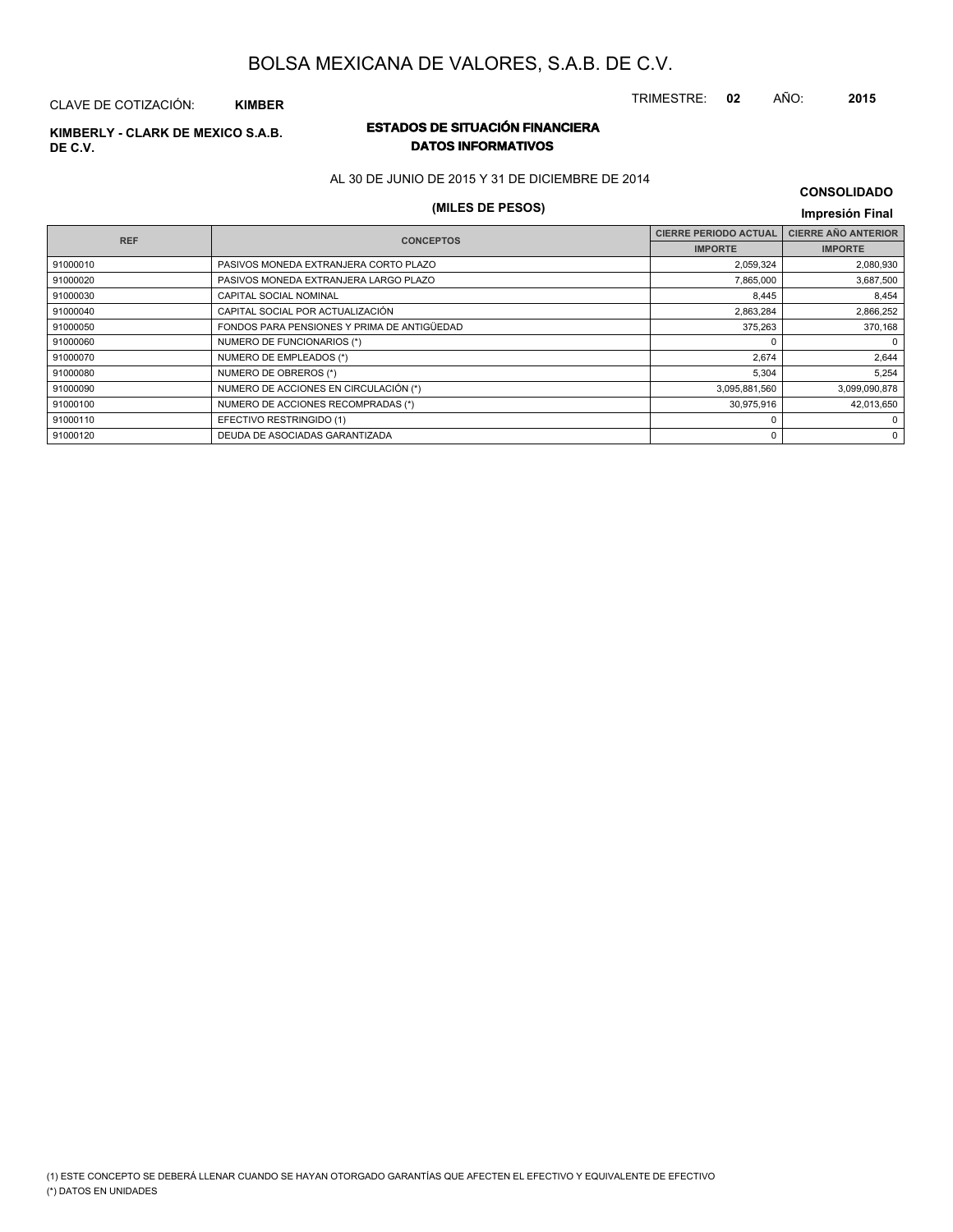# BOLSA MEXICANA DE VALORES, S.A.B. DE C.V.

CLAVE DE COTIZACIÓN: **KIMBER**

TRIMESTRE: **02** AÑO: **2015**

**KIMBERLY - CLARK DE MEXICO S.A.B. DE C.V.**

## ESTADOS DE SITUACIÓN FINANCIERA
### DATOS INFORMATIVOS

AL 30 DE JUNIO DE 2015 Y 31 DE DICIEMBRE DE 2014

**(MILES DE PESOS)**

**CONSOLIDADO**

**Impresión Final**

| REF | CONCEPTOS | CIERRE PERIODO ACTUAL | CIERRE AÑO ANTERIOR |
|---|---|---|---|
| | | IMPORTE | IMPORTE |
| 91000010 | PASIVOS MONEDA EXTRANJERA CORTO PLAZO | 2,059,324 | 2,080,930 |
| 91000020 | PASIVOS MONEDA EXTRANJERA LARGO PLAZO | 7,865,000 | 3,687,500 |
| 91000030 | CAPITAL SOCIAL NOMINAL | 8,445 | 8,454 |
| 91000040 | CAPITAL SOCIAL POR ACTUALIZACIÓN | 2,863,284 | 2,866,252 |
| 91000050 | FONDOS PARA PENSIONES Y PRIMA DE ANTIGÜEDAD | 375,263 | 370,168 |
| 91000060 | NUMERO DE FUNCIONARIOS (*) | 0 | 0 |
| 91000070 | NUMERO DE EMPLEADOS (*) | 2,674 | 2,644 |
| 91000080 | NUMERO DE OBREROS (*) | 5,304 | 5,254 |
| 91000090 | NUMERO DE ACCIONES EN CIRCULACIÓN (*) | 3,095,881,560 | 3,099,090,878 |
| 91000100 | NUMERO DE ACCIONES RECOMPRADAS (*) | 30,975,916 | 42,013,650 |
| 91000110 | EFECTIVO RESTRINGIDO (1) | 0 | 0 |
| 91000120 | DEUDA DE ASOCIADAS GARANTIZADA | 0 | 0 |

(1) ESTE CONCEPTO SE DEBERÁ LLENAR CUANDO SE HAYAN OTORGADO GARANTÍAS QUE AFECTEN EL EFECTIVO Y EQUIVALENTE DE EFECTIVO

(*) DATOS EN UNIDADES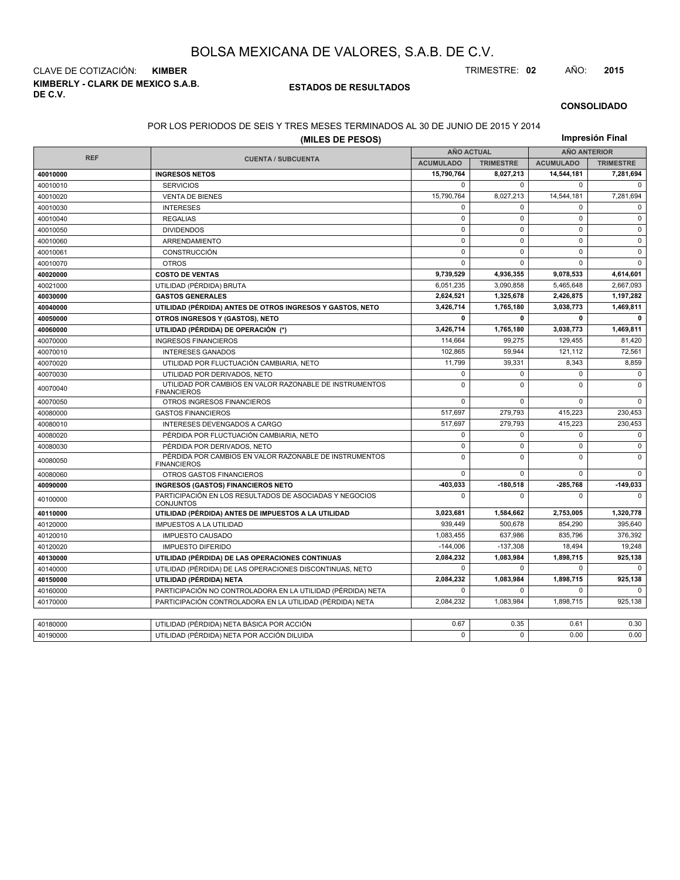# BOLSA MEXICANA DE VALORES, S.A.B. DE C.V.

CLAVE DE COTIZACIÓN: **KIMBER** TRIMESTRE: **02** AÑO: **2015**

**KIMBERLY - CLARK DE MEXICO S.A.B. DE C.V.**

**ESTADOS DE RESULTADOS**

**CONSOLIDADO**

POR LOS PERIODOS DE SEIS Y TRES MESES TERMINADOS AL 30 DE JUNIO DE 2015 Y 2014

**(MILES DE PESOS)**

**Impresión Final**

| REF | CUENTA / SUBCUENTA | AÑO ACTUAL | | AÑO ANTERIOR | |
|---|---|---|---|---|---|
| | | ACUMULADO | TRIMESTRE | ACUMULADO | TRIMESTRE |
| **40010000** | **INGRESOS NETOS** | **15,790,764** | **8,027,213** | **14,544,181** | **7,281,694** |
| 40010010 | SERVICIOS | 0 | 0 | 0 | 0 |
| 40010020 | VENTA DE BIENES | 15,790,764 | 8,027,213 | 14,544,181 | 7,281,694 |
| 40010030 | INTERESES | 0 | 0 | 0 | 0 |
| 40010040 | REGALIAS | 0 | 0 | 0 | 0 |
| 40010050 | DIVIDENDOS | 0 | 0 | 0 | 0 |
| 40010060 | ARRENDAMIENTO | 0 | 0 | 0 | 0 |
| 40010061 | CONSTRUCCIÓN | 0 | 0 | 0 | 0 |
| 40010070 | OTROS | 0 | 0 | 0 | 0 |
| **40020000** | **COSTO DE VENTAS** | **9,739,529** | **4,936,355** | **9,078,533** | **4,614,601** |
| 40021000 | UTILIDAD (PÉRDIDA) BRUTA | 6,051,235 | 3,090,858 | 5,465,648 | 2,667,093 |
| **40030000** | **GASTOS GENERALES** | **2,624,521** | **1,325,678** | **2,426,875** | **1,197,282** |
| **40040000** | **UTILIDAD (PÉRDIDA) ANTES DE OTROS INGRESOS Y GASTOS, NETO** | **3,426,714** | **1,765,180** | **3,038,773** | **1,469,811** |
| **40050000** | **OTROS INGRESOS Y (GASTOS), NETO** | **0** | **0** | **0** | **0** |
| **40060000** | **UTILIDAD (PÉRDIDA) DE OPERACIÓN (*)** | **3,426,714** | **1,765,180** | **3,038,773** | **1,469,811** |
| 40070000 | INGRESOS FINANCIEROS | 114,664 | 99,275 | 129,455 | 81,420 |
| 40070010 | INTERESES GANADOS | 102,865 | 59,944 | 121,112 | 72,561 |
| 40070020 | UTILIDAD POR FLUCTUACIÓN CAMBIARIA, NETO | 11,799 | 39,331 | 8,343 | 8,859 |
| 40070030 | UTILIDAD POR DERIVADOS, NETO | 0 | 0 | 0 | 0 |
| 40070040 | UTILIDAD POR CAMBIOS EN VALOR RAZONABLE DE INSTRUMENTOS FINANCIEROS | 0 | 0 | 0 | 0 |
| 40070050 | OTROS INGRESOS FINANCIEROS | 0 | 0 | 0 | 0 |
| 40080000 | GASTOS FINANCIEROS | 517,697 | 279,793 | 415,223 | 230,453 |
| 40080010 | INTERESES DEVENGADOS A CARGO | 517,697 | 279,793 | 415,223 | 230,453 |
| 40080020 | PÉRDIDA POR FLUCTUACIÓN CAMBIARIA, NETO | 0 | 0 | 0 | 0 |
| 40080030 | PÉRDIDA POR DERIVADOS, NETO | 0 | 0 | 0 | 0 |
| 40080050 | PÉRDIDA POR CAMBIOS EN VALOR RAZONABLE DE INSTRUMENTOS FINANCIEROS | 0 | 0 | 0 | 0 |
| 40080060 | OTROS GASTOS FINANCIEROS | 0 | 0 | 0 | 0 |
| **40090000** | **INGRESOS (GASTOS) FINANCIEROS NETO** | **-403,033** | **-180,518** | **-285,768** | **-149,033** |
| 40100000 | PARTICIPACIÓN EN LOS RESULTADOS DE ASOCIADAS Y NEGOCIOS CONJUNTOS | 0 | 0 | 0 | 0 |
| **40110000** | **UTILIDAD (PÉRDIDA) ANTES DE IMPUESTOS A LA UTILIDAD** | **3,023,681** | **1,584,662** | **2,753,005** | **1,320,778** |
| 40120000 | IMPUESTOS A LA UTILIDAD | 939,449 | 500,678 | 854,290 | 395,640 |
| 40120010 | IMPUESTO CAUSADO | 1,083,455 | 637,986 | 835,796 | 376,392 |
| 40120020 | IMPUESTO DIFERIDO | -144,006 | -137,308 | 18,494 | 19,248 |
| **40130000** | **UTILIDAD (PÉRDIDA) DE LAS OPERACIONES CONTINUAS** | **2,084,232** | **1,083,984** | **1,898,715** | **925,138** |
| 40140000 | UTILIDAD (PÉRDIDA) DE LAS OPERACIONES DISCONTINUAS, NETO | 0 | 0 | 0 | 0 |
| **40150000** | **UTILIDAD (PÉRDIDA) NETA** | **2,084,232** | **1,083,984** | **1,898,715** | **925,138** |
| 40160000 | PARTICIPACIÓN NO CONTROLADORA EN LA UTILIDAD (PÉRDIDA) NETA | 0 | 0 | 0 | 0 |
| 40170000 | PARTICIPACIÓN CONTROLADORA EN LA UTILIDAD (PÉRDIDA) NETA | 2,084,232 | 1,083,984 | 1,898,715 | 925,138 |

| | | | | | |
|---|---|---|---|---|---|
| 40180000 | UTILIDAD (PÉRDIDA) NETA BÁSICA POR ACCIÓN | 0.67 | 0.35 | 0.61 | 0.30 |
| 40190000 | UTILIDAD (PÉRDIDA) NETA POR ACCIÓN DILUIDA | 0 | 0 | 0.00 | 0.00 |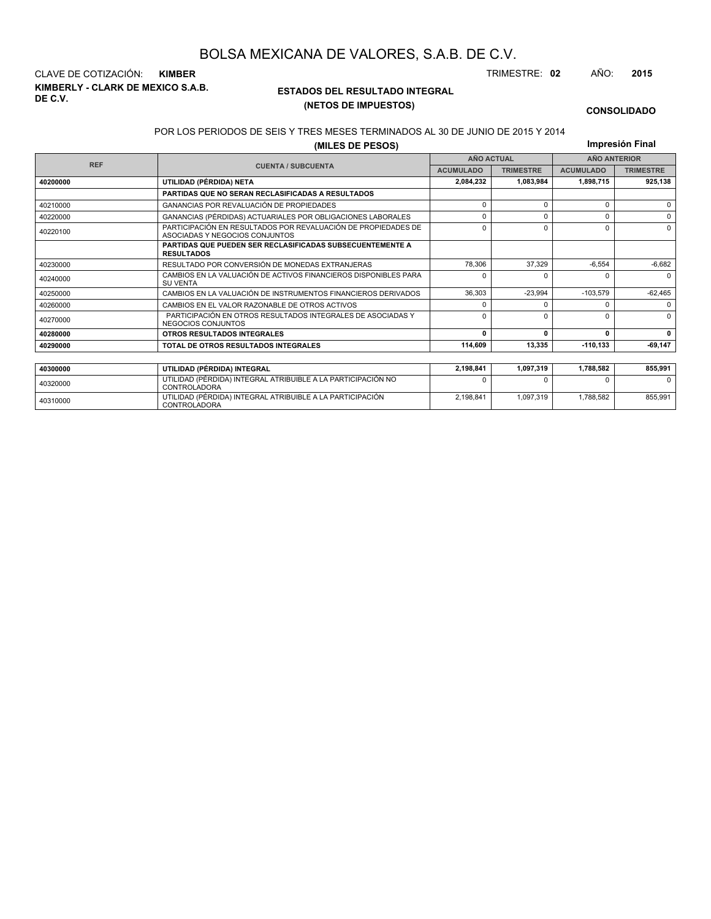# BOLSA MEXICANA DE VALORES, S.A.B. DE C.V.

CLAVE DE COTIZACIÓN: **KIMBER**

TRIMESTRE: **02** AÑO: **2015**

**KIMBERLY - CLARK DE MEXICO S.A.B. DE C.V.**

## ESTADOS DEL RESULTADO INTEGRAL
## (NETOS DE IMPUESTOS)

**CONSOLIDADO**

POR LOS PERIODOS DE SEIS Y TRES MESES TERMINADOS AL 30 DE JUNIO DE 2015 Y 2014

**(MILES DE PESOS)**

**Impresión Final**

| REF | CUENTA / SUBCUENTA | AÑO ACTUAL | | AÑO ANTERIOR | |
|---|---|---|---|---|---|
| | | ACUMULADO | TRIMESTRE | ACUMULADO | TRIMESTRE |
| **40200000** | **UTILIDAD (PÉRDIDA) NETA** | **2,084,232** | **1,083,984** | **1,898,715** | **925,138** |
| | **PARTIDAS QUE NO SERAN RECLASIFICADAS A RESULTADOS** | | | | |
| 40210000 | GANANCIAS POR REVALUACIÓN DE PROPIEDADES | 0 | 0 | 0 | 0 |
| 40220000 | GANANCIAS (PÉRDIDAS) ACTUARIALES POR OBLIGACIONES LABORALES | 0 | 0 | 0 | 0 |
| 40220100 | PARTICIPACIÓN EN RESULTADOS POR REVALUACIÓN DE PROPIEDADES DE ASOCIADAS Y NEGOCIOS CONJUNTOS | 0 | 0 | 0 | 0 |
| | **PARTIDAS QUE PUEDEN SER RECLASIFICADAS SUBSECUENTEMENTE A RESULTADOS** | | | | |
| 40230000 | RESULTADO POR CONVERSIÓN DE MONEDAS EXTRANJERAS | 78,306 | 37,329 | -6,554 | -6,682 |
| 40240000 | CAMBIOS EN LA VALUACIÓN DE ACTIVOS FINANCIEROS DISPONIBLES PARA SU VENTA | 0 | 0 | 0 | 0 |
| 40250000 | CAMBIOS EN LA VALUACIÓN DE INSTRUMENTOS FINANCIEROS DERIVADOS | 36,303 | -23,994 | -103,579 | -62,465 |
| 40260000 | CAMBIOS EN EL VALOR RAZONABLE DE OTROS ACTIVOS | 0 | 0 | 0 | 0 |
| 40270000 | PARTICIPACIÓN EN OTROS RESULTADOS INTEGRALES DE ASOCIADAS Y NEGOCIOS CONJUNTOS | 0 | 0 | 0 | 0 |
| **40280000** | **OTROS RESULTADOS INTEGRALES** | **0** | **0** | **0** | **0** |
| **40290000** | **TOTAL DE OTROS RESULTADOS INTEGRALES** | **114,609** | **13,335** | **-110,133** | **-69,147** |
| | | | | | |
| **40300000** | **UTILIDAD (PÉRDIDA) INTEGRAL** | **2,198,841** | **1,097,319** | **1,788,582** | **855,991** |
| 40320000 | UTILIDAD (PÉRDIDA) INTEGRAL ATRIBUIBLE A LA PARTICIPACIÓN NO CONTROLADORA | 0 | 0 | 0 | 0 |
| 40310000 | UTILIDAD (PÉRDIDA) INTEGRAL ATRIBUIBLE A LA PARTICIPACIÓN CONTROLADORA | 2,198,841 | 1,097,319 | 1,788,582 | 855,991 |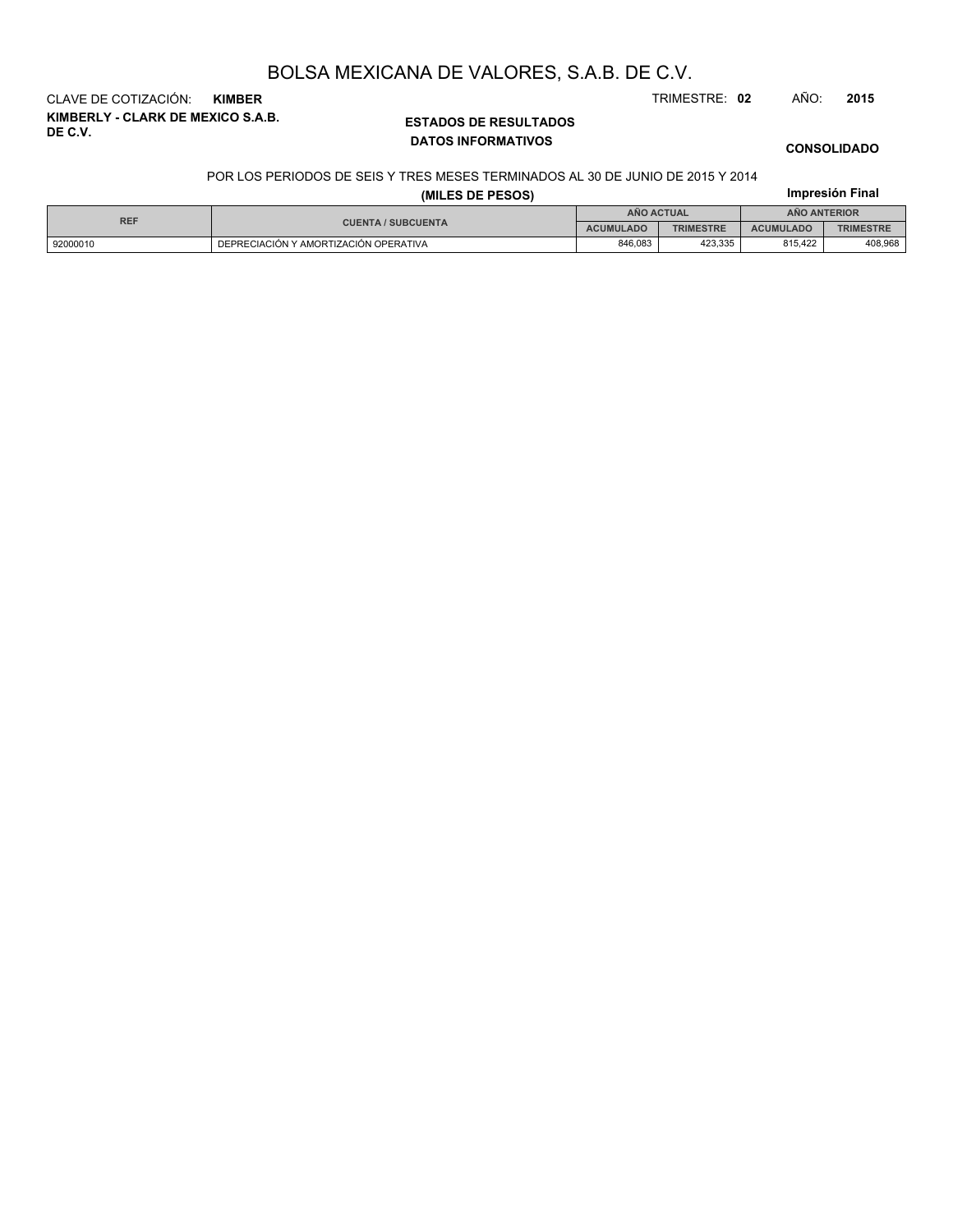# BOLSA MEXICANA DE VALORES, S.A.B. DE C.V.

CLAVE DE COTIZACIÓN: **KIMBER**

TRIMESTRE: **02** AÑO: **2015**

**KIMBERLY - CLARK DE MEXICO S.A.B. DE C.V.**

**ESTADOS DE RESULTADOS**

**DATOS INFORMATIVOS**

**CONSOLIDADO**

POR LOS PERIODOS DE SEIS Y TRES MESES TERMINADOS AL 30 DE JUNIO DE 2015 Y 2014

**(MILES DE PESOS)**

**Impresión Final**

| REF | CUENTA / SUBCUENTA | AÑO ACTUAL | | AÑO ANTERIOR | |
|---|---|---|---|---|---|
| | | ACUMULADO | TRIMESTRE | ACUMULADO | TRIMESTRE |
| 92000010 | DEPRECIACIÓN Y AMORTIZACIÓN OPERATIVA | 846,083 | 423,335 | 815,422 | 408,968 |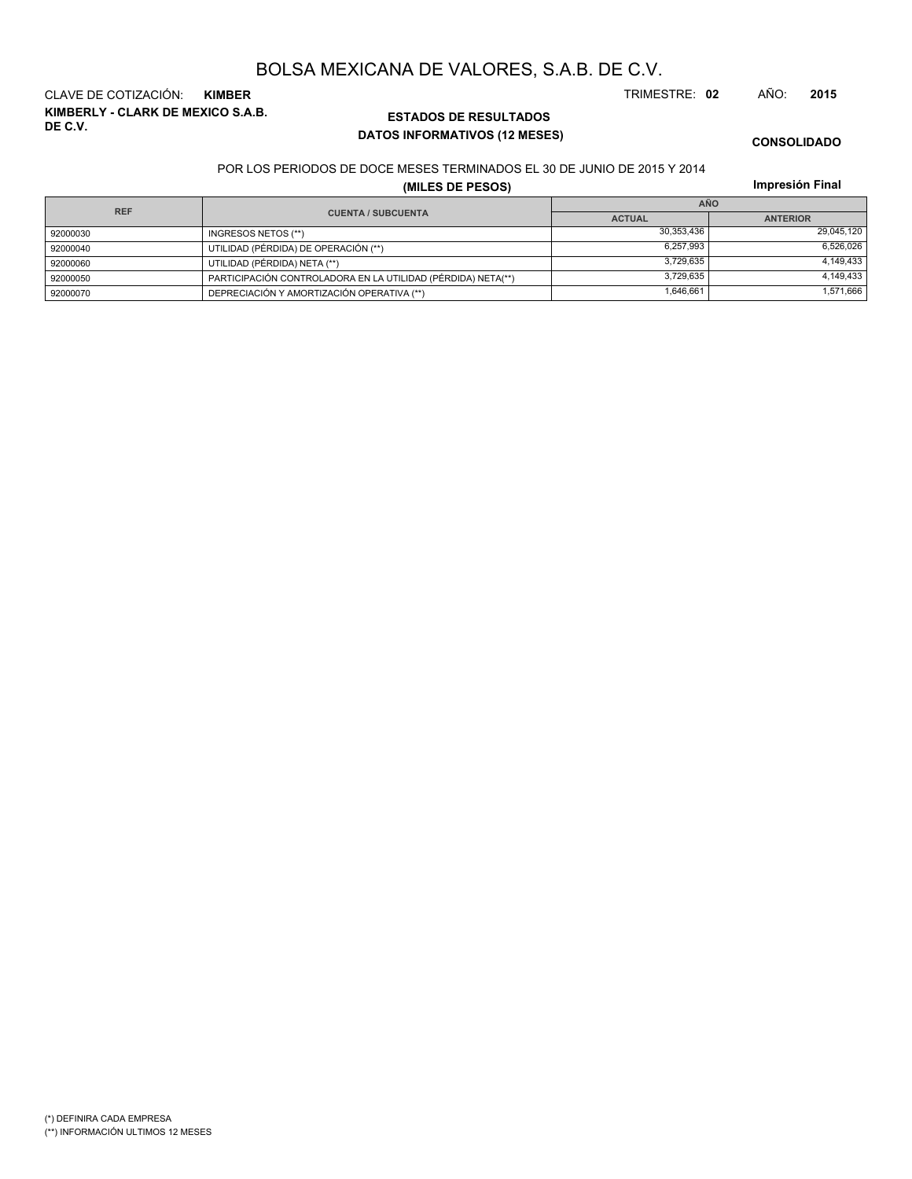# BOLSA MEXICANA DE VALORES, S.A.B. DE C.V.

CLAVE DE COTIZACIÓN: **KIMBER**

TRIMESTRE: **02** AÑO: **2015**

**KIMBERLY - CLARK DE MEXICO S.A.B. DE C.V.**

## ESTADOS DE RESULTADOS
## DATOS INFORMATIVOS (12 MESES)

**CONSOLIDADO**

POR LOS PERIODOS DE DOCE MESES TERMINADOS EL 30 DE JUNIO DE 2015 Y 2014

**(MILES DE PESOS)**

**Impresión Final**

| REF | CUENTA / SUBCUENTA | AÑO | |
|---|---|---|---|
| | | ACTUAL | ANTERIOR |
| 92000030 | INGRESOS NETOS (**) | 30,353,436 | 29,045,120 |
| 92000040 | UTILIDAD (PÉRDIDA) DE OPERACIÓN (**) | 6,257,993 | 6,526,026 |
| 92000060 | UTILIDAD (PÉRDIDA) NETA (**) | 3,729,635 | 4,149,433 |
| 92000050 | PARTICIPACIÓN CONTROLADORA EN LA UTILIDAD (PÉRDIDA) NETA(**) | 3,729,635 | 4,149,433 |
| 92000070 | DEPRECIACIÓN Y AMORTIZACIÓN OPERATIVA (**) | 1,646,661 | 1,571,666 |

(*) DEFINIRA CADA EMPRESA

(**) INFORMACIÓN ULTIMOS 12 MESES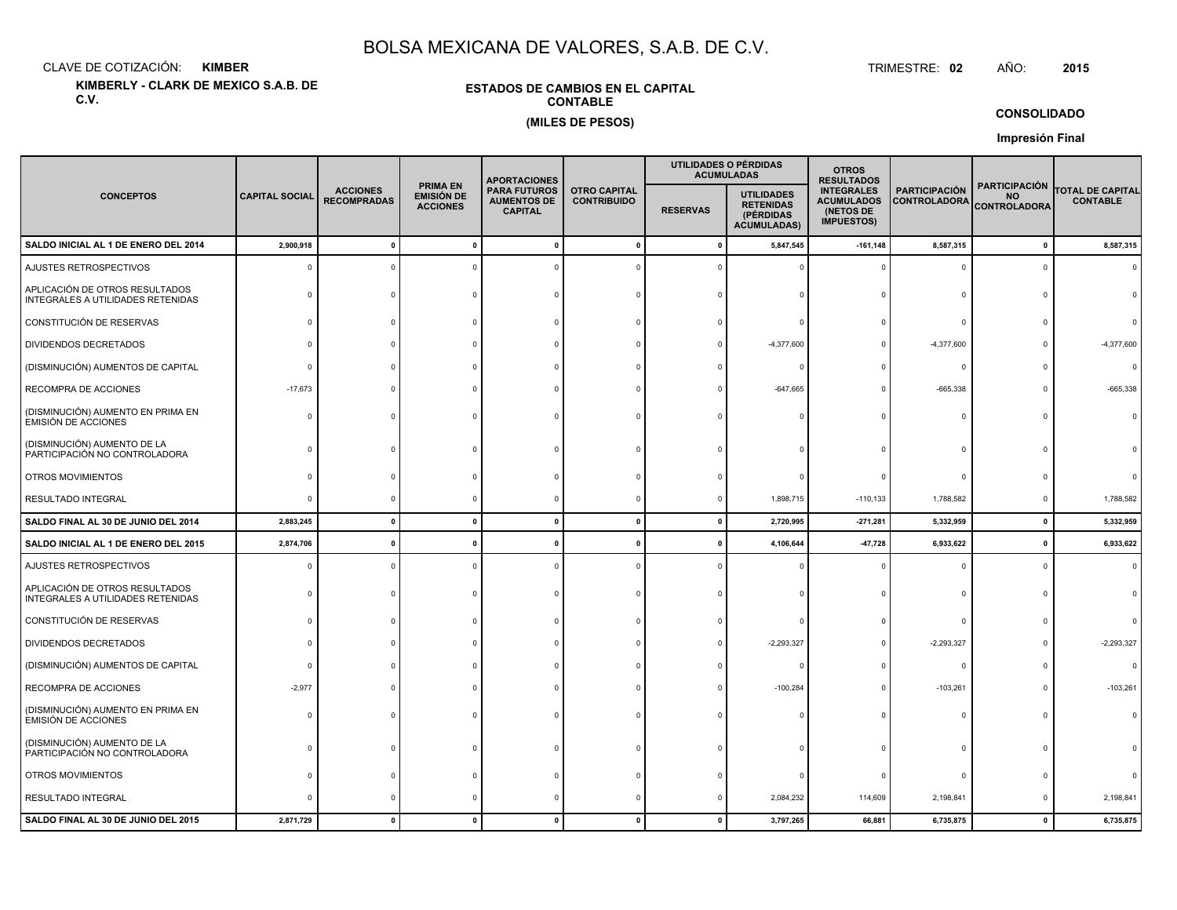# BOLSA MEXICANA DE VALORES, S.A.B. DE C.V.

CLAVE DE COTIZACIÓN: **KIMBER**

TRIMESTRE: **02** AÑO: **2015**

**KIMBERLY - CLARK DE MEXICO S.A.B. DE C.V.**

**ESTADOS DE CAMBIOS EN EL CAPITAL CONTABLE**

**(MILES DE PESOS)**

**CONSOLIDADO**

**Impresión Final**

| CONCEPTOS | CAPITAL SOCIAL | ACCIONES RECOMPRADAS | PRIMA EN EMISIÓN DE ACCIONES | APORTACIONES PARA FUTUROS AUMENTOS DE CAPITAL | OTRO CAPITAL CONTRIBUIDO | UTILIDADES O PÉRDIDAS ACUMULADAS | | OTROS RESULTADOS INTEGRALES ACUMULADOS (NETOS DE IMPUESTOS) | PARTICIPACIÓN CONTROLADORA | PARTICIPACIÓN NO CONTROLADORA | TOTAL DE CAPITAL CONTABLE |
|---|---|---|---|---|---|---|---|---|---|---|---|
| | | | | | | RESERVAS | UTILIDADES RETENIDAS (PÉRDIDAS ACUMULADAS) | | | | |
| **SALDO INICIAL AL 1 DE ENERO DEL 2014** | **2,900,918** | **0** | **0** | **0** | **0** | **0** | **5,847,545** | **-161,148** | **8,587,315** | **0** | **8,587,315** |
| AJUSTES RETROSPECTIVOS | 0 | 0 | 0 | 0 | 0 | 0 | 0 | 0 | 0 | 0 | 0 |
| APLICACIÓN DE OTROS RESULTADOS INTEGRALES A UTILIDADES RETENIDAS | 0 | 0 | 0 | 0 | 0 | 0 | 0 | 0 | 0 | 0 | 0 |
| CONSTITUCIÓN DE RESERVAS | 0 | 0 | 0 | 0 | 0 | 0 | 0 | 0 | 0 | 0 | 0 |
| DIVIDENDOS DECRETADOS | 0 | 0 | 0 | 0 | 0 | 0 | -4,377,600 | 0 | -4,377,600 | 0 | -4,377,600 |
| (DISMINUCIÓN) AUMENTOS DE CAPITAL | 0 | 0 | 0 | 0 | 0 | 0 | 0 | 0 | 0 | 0 | 0 |
| RECOMPRA DE ACCIONES | -17,673 | 0 | 0 | 0 | 0 | 0 | -647,665 | 0 | -665,338 | 0 | -665,338 |
| (DISMINUCIÓN) AUMENTO EN PRIMA EN EMISIÓN DE ACCIONES | 0 | 0 | 0 | 0 | 0 | 0 | 0 | 0 | 0 | 0 | 0 |
| (DISMINUCIÓN) AUMENTO DE LA PARTICIPACIÓN NO CONTROLADORA | 0 | 0 | 0 | 0 | 0 | 0 | 0 | 0 | 0 | 0 | 0 |
| OTROS MOVIMIENTOS | 0 | 0 | 0 | 0 | 0 | 0 | 0 | 0 | 0 | 0 | 0 |
| RESULTADO INTEGRAL | 0 | 0 | 0 | 0 | 0 | 0 | 1,898,715 | -110,133 | 1,788,582 | 0 | 1,788,582 |
| **SALDO FINAL AL 30 DE JUNIO DEL 2014** | **2,883,245** | **0** | **0** | **0** | **0** | **0** | **2,720,995** | **-271,281** | **5,332,959** | **0** | **5,332,959** |
| **SALDO INICIAL AL 1 DE ENERO DEL 2015** | **2,874,706** | **0** | **0** | **0** | **0** | **0** | **4,106,644** | **-47,728** | **6,933,622** | **0** | **6,933,622** |
| AJUSTES RETROSPECTIVOS | 0 | 0 | 0 | 0 | 0 | 0 | 0 | 0 | 0 | 0 | 0 |
| APLICACIÓN DE OTROS RESULTADOS INTEGRALES A UTILIDADES RETENIDAS | 0 | 0 | 0 | 0 | 0 | 0 | 0 | 0 | 0 | 0 | 0 |
| CONSTITUCIÓN DE RESERVAS | 0 | 0 | 0 | 0 | 0 | 0 | 0 | 0 | 0 | 0 | 0 |
| DIVIDENDOS DECRETADOS | 0 | 0 | 0 | 0 | 0 | 0 | -2,293,327 | 0 | -2,293,327 | 0 | -2,293,327 |
| (DISMINUCIÓN) AUMENTOS DE CAPITAL | 0 | 0 | 0 | 0 | 0 | 0 | 0 | 0 | 0 | 0 | 0 |
| RECOMPRA DE ACCIONES | -2,977 | 0 | 0 | 0 | 0 | 0 | -100,284 | 0 | -103,261 | 0 | -103,261 |
| (DISMINUCIÓN) AUMENTO EN PRIMA EN EMISIÓN DE ACCIONES | 0 | 0 | 0 | 0 | 0 | 0 | 0 | 0 | 0 | 0 | 0 |
| (DISMINUCIÓN) AUMENTO DE LA PARTICIPACIÓN NO CONTROLADORA | 0 | 0 | 0 | 0 | 0 | 0 | 0 | 0 | 0 | 0 | 0 |
| OTROS MOVIMIENTOS | 0 | 0 | 0 | 0 | 0 | 0 | 0 | 0 | 0 | 0 | 0 |
| RESULTADO INTEGRAL | 0 | 0 | 0 | 0 | 0 | 0 | 2,084,232 | 114,609 | 2,198,841 | 0 | 2,198,841 |
| **SALDO FINAL AL 30 DE JUNIO DEL 2015** | **2,871,729** | **0** | **0** | **0** | **0** | **0** | **3,797,265** | **66,881** | **6,735,875** | **0** | **6,735,875** |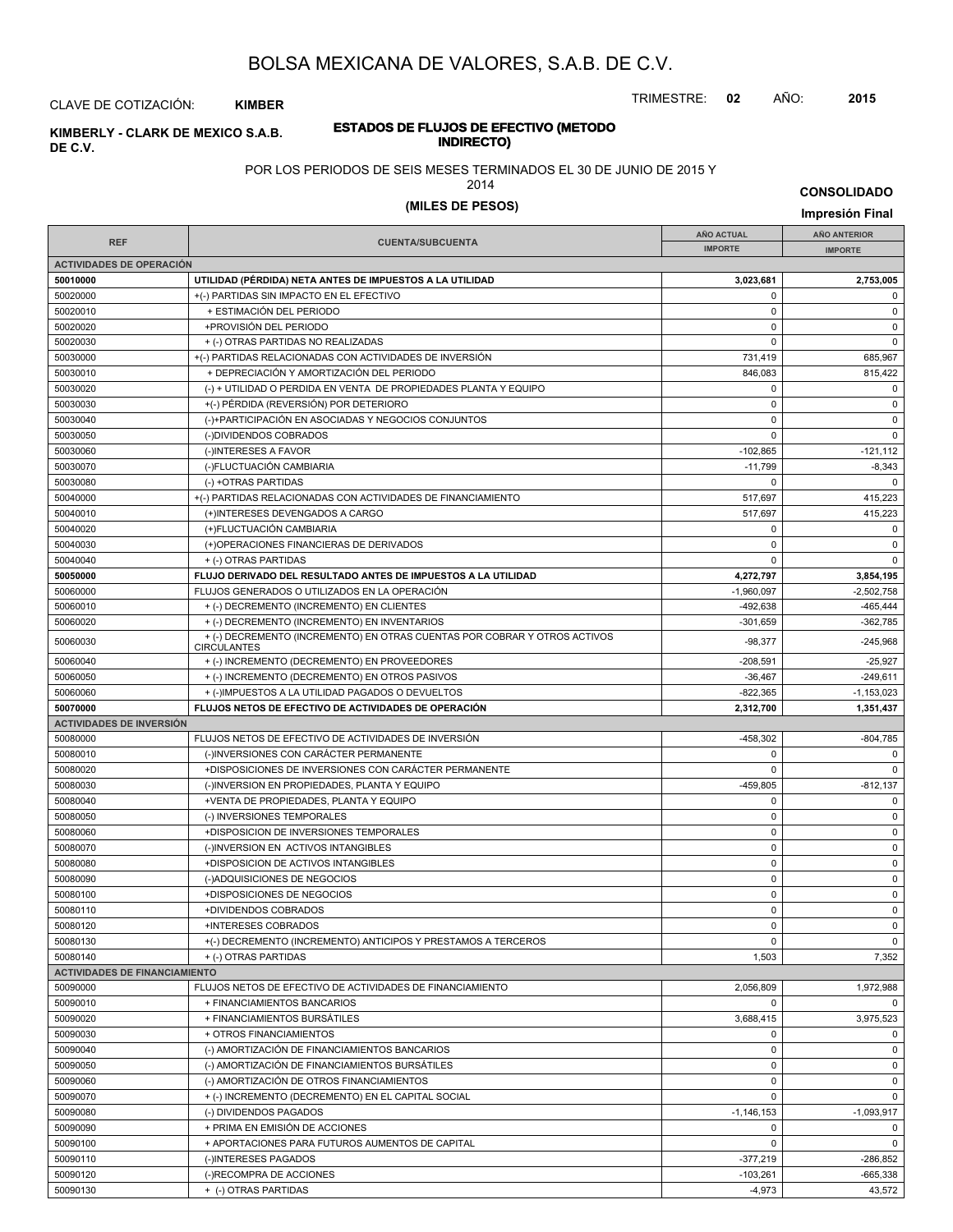# BOLSA MEXICANA DE VALORES, S.A.B. DE C.V.

CLAVE DE COTIZACIÓN: **KIMBER**

TRIMESTRE: **02** AÑO: **2015**

**KIMBERLY - CLARK DE MEXICO S.A.B. DE C.V.**

## ESTADOS DE FLUJOS DE EFECTIVO (METODO INDIRECTO)

POR LOS PERIODOS DE SEIS MESES TERMINADOS EL 30 DE JUNIO DE 2015 Y 2014

**(MILES DE PESOS)**

**CONSOLIDADO**

**Impresión Final**

| REF | CUENTA/SUBCUENTA | AÑO ACTUAL IMPORTE | AÑO ANTERIOR IMPORTE |
|---|---|---|---|
| **ACTIVIDADES DE OPERACIÓN** | | | |
| **50010000** | **UTILIDAD (PÉRDIDA) NETA ANTES DE IMPUESTOS A LA UTILIDAD** | **3,023,681** | **2,753,005** |
| 50020000 | +(-) PARTIDAS SIN IMPACTO EN EL EFECTIVO | 0 | 0 |
| 50020010 | + ESTIMACIÓN DEL PERIODO | 0 | 0 |
| 50020020 | +PROVISIÓN DEL PERIODO | 0 | 0 |
| 50020030 | + (-) OTRAS PARTIDAS NO REALIZADAS | 0 | 0 |
| 50030000 | +(-) PARTIDAS RELACIONADAS CON ACTIVIDADES DE INVERSIÓN | 731,419 | 685,967 |
| 50030010 | + DEPRECIACIÓN Y AMORTIZACIÓN DEL PERIODO | 846,083 | 815,422 |
| 50030020 | (-) + UTILIDAD O PERDIDA EN VENTA DE PROPIEDADES PLANTA Y EQUIPO | 0 | 0 |
| 50030030 | +(-) PÉRDIDA (REVERSIÓN) POR DETERIORO | 0 | 0 |
| 50030040 | (-)+PARTICIPACIÓN EN ASOCIADAS Y NEGOCIOS CONJUNTOS | 0 | 0 |
| 50030050 | (-)DIVIDENDOS COBRADOS | 0 | 0 |
| 50030060 | (-)INTERESES A FAVOR | -102,865 | -121,112 |
| 50030070 | (-)FLUCTUACIÓN CAMBIARIA | -11,799 | -8,343 |
| 50030080 | (-) +OTRAS PARTIDAS | 0 | 0 |
| 50040000 | +(-) PARTIDAS RELACIONADAS CON ACTIVIDADES DE FINANCIAMIENTO | 517,697 | 415,223 |
| 50040010 | (+)INTERESES DEVENGADOS A CARGO | 517,697 | 415,223 |
| 50040020 | (+)FLUCTUACIÓN CAMBIARIA | 0 | 0 |
| 50040030 | (+)OPERACIONES FINANCIERAS DE DERIVADOS | 0 | 0 |
| 50040040 | + (-) OTRAS PARTIDAS | 0 | 0 |
| **50050000** | **FLUJO DERIVADO DEL RESULTADO ANTES DE IMPUESTOS A LA UTILIDAD** | **4,272,797** | **3,854,195** |
| 50060000 | FLUJOS GENERADOS O UTILIZADOS EN LA OPERACIÓN | -1,960,097 | -2,502,758 |
| 50060010 | + (-) DECREMENTO (INCREMENTO) EN CLIENTES | -492,638 | -465,444 |
| 50060020 | + (-) DECREMENTO (INCREMENTO) EN INVENTARIOS | -301,659 | -362,785 |
| 50060030 | + (-) DECREMENTO (INCREMENTO) EN OTRAS CUENTAS POR COBRAR Y OTROS ACTIVOS CIRCULANTES | -98,377 | -245,968 |
| 50060040 | + (-) INCREMENTO (DECREMENTO) EN PROVEEDORES | -208,591 | -25,927 |
| 50060050 | + (-) INCREMENTO (DECREMENTO) EN OTROS PASIVOS | -36,467 | -249,611 |
| 50060060 | + (-)IMPUESTOS A LA UTILIDAD PAGADOS O DEVUELTOS | -822,365 | -1,153,023 |
| **50070000** | **FLUJOS NETOS DE EFECTIVO DE ACTIVIDADES DE OPERACIÓN** | **2,312,700** | **1,351,437** |
| **ACTIVIDADES DE INVERSIÓN** | | | |
| 50080000 | FLUJOS NETOS DE EFECTIVO DE ACTIVIDADES DE INVERSIÓN | -458,302 | -804,785 |
| 50080010 | (-)INVERSIONES CON CARÁCTER PERMANENTE | 0 | 0 |
| 50080020 | +DISPOSICIONES DE INVERSIONES CON CARÁCTER PERMANENTE | 0 | 0 |
| 50080030 | (-)INVERSION EN PROPIEDADES, PLANTA Y EQUIPO | -459,805 | -812,137 |
| 50080040 | +VENTA DE PROPIEDADES, PLANTA Y EQUIPO | 0 | 0 |
| 50080050 | (-) INVERSIONES TEMPORALES | 0 | 0 |
| 50080060 | +DISPOSICION DE INVERSIONES TEMPORALES | 0 | 0 |
| 50080070 | (-)INVERSION EN ACTIVOS INTANGIBLES | 0 | 0 |
| 50080080 | +DISPOSICION DE ACTIVOS INTANGIBLES | 0 | 0 |
| 50080090 | (-)ADQUISICIONES DE NEGOCIOS | 0 | 0 |
| 50080100 | +DISPOSICIONES DE NEGOCIOS | 0 | 0 |
| 50080110 | +DIVIDENDOS COBRADOS | 0 | 0 |
| 50080120 | +INTERESES COBRADOS | 0 | 0 |
| 50080130 | +(-) DECREMENTO (INCREMENTO) ANTICIPOS Y PRESTAMOS A TERCEROS | 0 | 0 |
| 50080140 | + (-) OTRAS PARTIDAS | 1,503 | 7,352 |
| **ACTIVIDADES DE FINANCIAMIENTO** | | | |
| 50090000 | FLUJOS NETOS DE EFECTIVO DE ACTIVIDADES DE FINANCIAMIENTO | 2,056,809 | 1,972,988 |
| 50090010 | + FINANCIAMIENTOS BANCARIOS | 0 | 0 |
| 50090020 | + FINANCIAMIENTOS BURSÁTILES | 3,688,415 | 3,975,523 |
| 50090030 | + OTROS FINANCIAMIENTOS | 0 | 0 |
| 50090040 | (-) AMORTIZACIÓN DE FINANCIAMIENTOS BANCARIOS | 0 | 0 |
| 50090050 | (-) AMORTIZACIÓN DE FINANCIAMIENTOS BURSÁTILES | 0 | 0 |
| 50090060 | (-) AMORTIZACIÓN DE OTROS FINANCIAMIENTOS | 0 | 0 |
| 50090070 | + (-) INCREMENTO (DECREMENTO) EN EL CAPITAL SOCIAL | 0 | 0 |
| 50090080 | (-) DIVIDENDOS PAGADOS | -1,146,153 | -1,093,917 |
| 50090090 | + PRIMA EN EMISIÓN DE ACCIONES | 0 | 0 |
| 50090100 | + APORTACIONES PARA FUTUROS AUMENTOS DE CAPITAL | 0 | 0 |
| 50090110 | (-)INTERESES PAGADOS | -377,219 | -286,852 |
| 50090120 | (-)RECOMPRA DE ACCIONES | -103,261 | -665,338 |
| 50090130 | + (-) OTRAS PARTIDAS | -4,973 | 43,572 |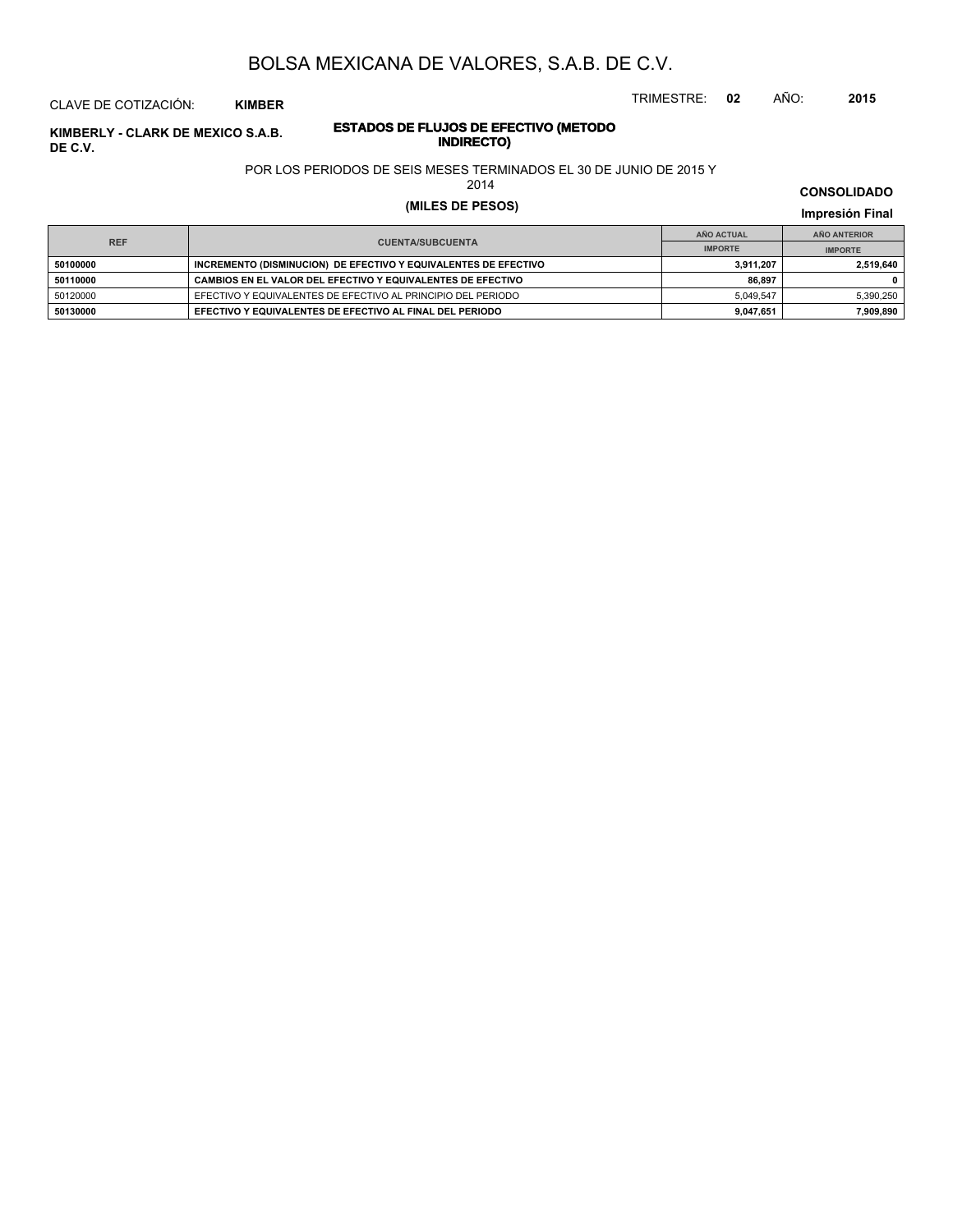# BOLSA MEXICANA DE VALORES, S.A.B. DE C.V.

CLAVE DE COTIZACIÓN: **KIMBER**

TRIMESTRE: **02** AÑO: **2015**

**KIMBERLY - CLARK DE MEXICO S.A.B. DE C.V.**

## ESTADOS DE FLUJOS DE EFECTIVO (METODO INDIRECTO)

POR LOS PERIODOS DE SEIS MESES TERMINADOS EL 30 DE JUNIO DE 2015 Y 2014

**(MILES DE PESOS)**

**CONSOLIDADO**

**Impresión Final**

| REF | CUENTA/SUBCUENTA | AÑO ACTUAL | AÑO ANTERIOR |
|---|---|---|---|
| | | IMPORTE | IMPORTE |
| **50100000** | **INCREMENTO (DISMINUCION) DE EFECTIVO Y EQUIVALENTES DE EFECTIVO** | **3,911,207** | **2,519,640** |
| **50110000** | **CAMBIOS EN EL VALOR DEL EFECTIVO Y EQUIVALENTES DE EFECTIVO** | **86,897** | **0** |
| 50120000 | EFECTIVO Y EQUIVALENTES DE EFECTIVO AL PRINCIPIO DEL PERIODO | 5,049,547 | 5,390,250 |
| **50130000** | **EFECTIVO Y EQUIVALENTES DE EFECTIVO AL FINAL DEL PERIODO** | **9,047,651** | **7,909,890** |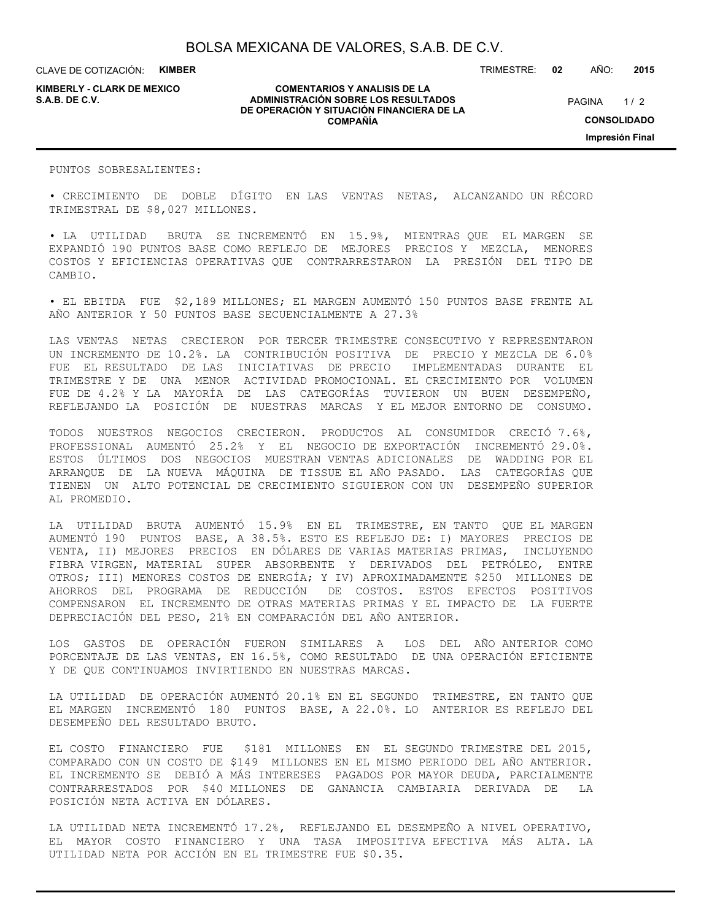PUNTOS SOBRESALIENTES:

• CRECIMIENTO DE DOBLE DÍGITO EN LAS VENTAS NETAS, ALCANZANDO UN RÉCORD TRIMESTRAL DE $8,027 MILLONES.

• LA UTILIDAD BRUTA SE INCREMENTÓ EN 15.9%, MIENTRAS QUE EL MARGEN SE EXPANDIÓ 190 PUNTOS BASE COMO REFLEJO DE MEJORES PRECIOS Y MEZCLA, MENORES COSTOS Y EFICIENCIAS OPERATIVAS QUE CONTRARRESTARON LA PRESIÓN DEL TIPO DE CAMBIO.

• EL EBITDA FUE $2,189 MILLONES; EL MARGEN AUMENTÓ 150 PUNTOS BASE FRENTE AL AÑO ANTERIOR Y 50 PUNTOS BASE SECUENCIALMENTE A 27.3%

LAS VENTAS NETAS CRECIERON POR TERCER TRIMESTRE CONSECUTIVO Y REPRESENTARON UN INCREMENTO DE 10.2%. LA CONTRIBUCIÓN POSITIVA DE PRECIO Y MEZCLA DE 6.0% FUE EL RESULTADO DE LAS INICIATIVAS DE PRECIO IMPLEMENTADAS DURANTE EL TRIMESTRE Y DE UNA MENOR ACTIVIDAD PROMOCIONAL. EL CRECIMIENTO POR VOLUMEN FUE DE 4.2% Y LA MAYORÍA DE LAS CATEGORÍAS TUVIERON UN BUEN DESEMPEÑO, REFLEJANDO LA POSICIÓN DE NUESTRAS MARCAS Y EL MEJOR ENTORNO DE CONSUMO.

TODOS NUESTROS NEGOCIOS CRECIERON. PRODUCTOS AL CONSUMIDOR CRECIÓ 7.6%, PROFESSIONAL AUMENTÓ 25.2% Y EL NEGOCIO DE EXPORTACIÓN INCREMENTÓ 29.0%. ESTOS ÚLTIMOS DOS NEGOCIOS MUESTRAN VENTAS ADICIONALES DE WADDING POR EL ARRANQUE DE LA NUEVA MÁQUINA DE TISSUE EL AÑO PASADO. LAS CATEGORÍAS QUE TIENEN UN ALTO POTENCIAL DE CRECIMIENTO SIGUIERON CON UN DESEMPEÑO SUPERIOR AL PROMEDIO.

LA UTILIDAD BRUTA AUMENTÓ 15.9% EN EL TRIMESTRE, EN TANTO QUE EL MARGEN AUMENTÓ 190 PUNTOS BASE, A 38.5%. ESTO ES REFLEJO DE: I) MAYORES PRECIOS DE VENTA, II) MEJORES PRECIOS EN DÓLARES DE VARIAS MATERIAS PRIMAS, INCLUYENDO FIBRA VIRGEN, MATERIAL SUPER ABSORBENTE Y DERIVADOS DEL PETRÓLEO, ENTRE OTROS; III) MENORES COSTOS DE ENERGÍA; Y IV) APROXIMADAMENTE $250 MILLONES DE AHORROS DEL PROGRAMA DE REDUCCIÓN DE COSTOS. ESTOS EFECTOS POSITIVOS COMPENSARON EL INCREMENTO DE OTRAS MATERIAS PRIMAS Y EL IMPACTO DE LA FUERTE DEPRECIACIÓN DEL PESO, 21% EN COMPARACIÓN DEL AÑO ANTERIOR.

LOS GASTOS DE OPERACIÓN FUERON SIMILARES A LOS DEL AÑO ANTERIOR COMO PORCENTAJE DE LAS VENTAS, EN 16.5%, COMO RESULTADO DE UNA OPERACIÓN EFICIENTE Y DE QUE CONTINUAMOS INVIRTIENDO EN NUESTRAS MARCAS.

LA UTILIDAD DE OPERACIÓN AUMENTÓ 20.1% EN EL SEGUNDO TRIMESTRE, EN TANTO QUE EL MARGEN INCREMENTÓ 180 PUNTOS BASE, A 22.0%. LO ANTERIOR ES REFLEJO DEL DESEMPEÑO DEL RESULTADO BRUTO.

EL COSTO FINANCIERO FUE $181 MILLONES EN EL SEGUNDO TRIMESTRE DEL 2015, COMPARADO CON UN COSTO DE $149 MILLONES EN EL MISMO PERIODO DEL AÑO ANTERIOR. EL INCREMENTO SE DEBIÓ A MÁS INTERESES PAGADOS POR MAYOR DEUDA, PARCIALMENTE CONTRARRESTADOS POR $40 MILLONES DE GANANCIA CAMBIARIA DERIVADA DE LA POSICIÓN NETA ACTIVA EN DÓLARES.

LA UTILIDAD NETA INCREMENTÓ 17.2%, REFLEJANDO EL DESEMPEÑO A NIVEL OPERATIVO, EL MAYOR COSTO FINANCIERO Y UNA TASA IMPOSITIVA EFECTIVA MÁS ALTA. LA UTILIDAD NETA POR ACCIÓN EN EL TRIMESTRE FUE $0.35.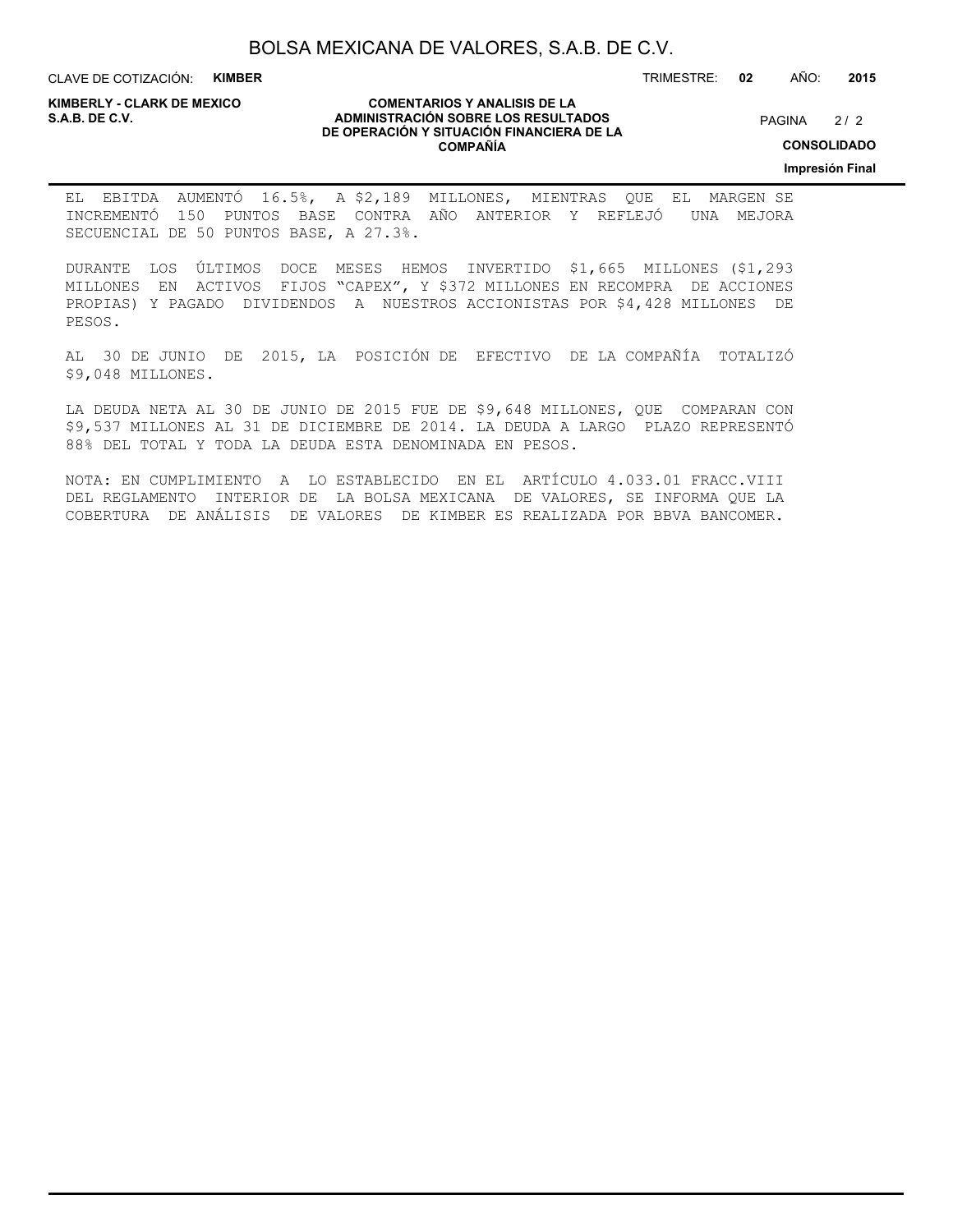EL EBITDA AUMENTÓ 16.5%, A $2,189 MILLONES, MIENTRAS QUE EL MARGEN SE INCREMENTÓ 150 PUNTOS BASE CONTRA AÑO ANTERIOR Y REFLEJÓ UNA MEJORA SECUENCIAL DE 50 PUNTOS BASE, A 27.3%.

DURANTE LOS ÚLTIMOS DOCE MESES HEMOS INVERTIDO $1,665 MILLONES ($1,293 MILLONES EN ACTIVOS FIJOS "CAPEX", Y $372 MILLONES EN RECOMPRA DE ACCIONES PROPIAS) Y PAGADO DIVIDENDOS A NUESTROS ACCIONISTAS POR $4,428 MILLONES DE PESOS.

AL 30 DE JUNIO DE 2015, LA POSICIÓN DE EFECTIVO DE LA COMPAÑÍA TOTALIZÓ $9,048 MILLONES.

LA DEUDA NETA AL 30 DE JUNIO DE 2015 FUE DE $9,648 MILLONES, QUE COMPARAN CON $9,537 MILLONES AL 31 DE DICIEMBRE DE 2014. LA DEUDA A LARGO PLAZO REPRESENTÓ 88% DEL TOTAL Y TODA LA DEUDA ESTA DENOMINADA EN PESOS.

NOTA: EN CUMPLIMIENTO A LO ESTABLECIDO EN EL ARTÍCULO 4.033.01 FRACC.VIII DEL REGLAMENTO INTERIOR DE LA BOLSA MEXICANA DE VALORES, SE INFORMA QUE LA COBERTURA DE ANÁLISIS DE VALORES DE KIMBER ES REALIZADA POR BBVA BANCOMER.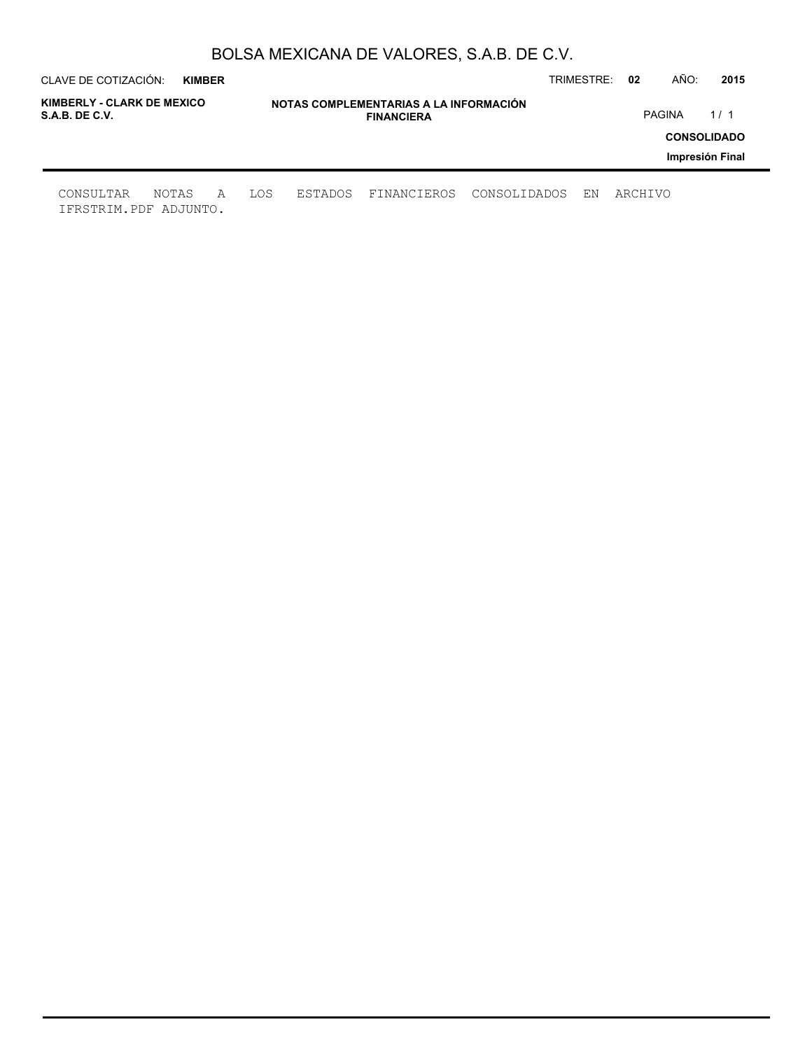## NOTAS COMPLEMENTARIAS A LA INFORMACIÓN FINANCIERA

CONSULTAR NOTAS A LOS ESTADOS FINANCIEROS CONSOLIDADOS EN ARCHIVO IFRSTRIM.PDF ADJUNTO.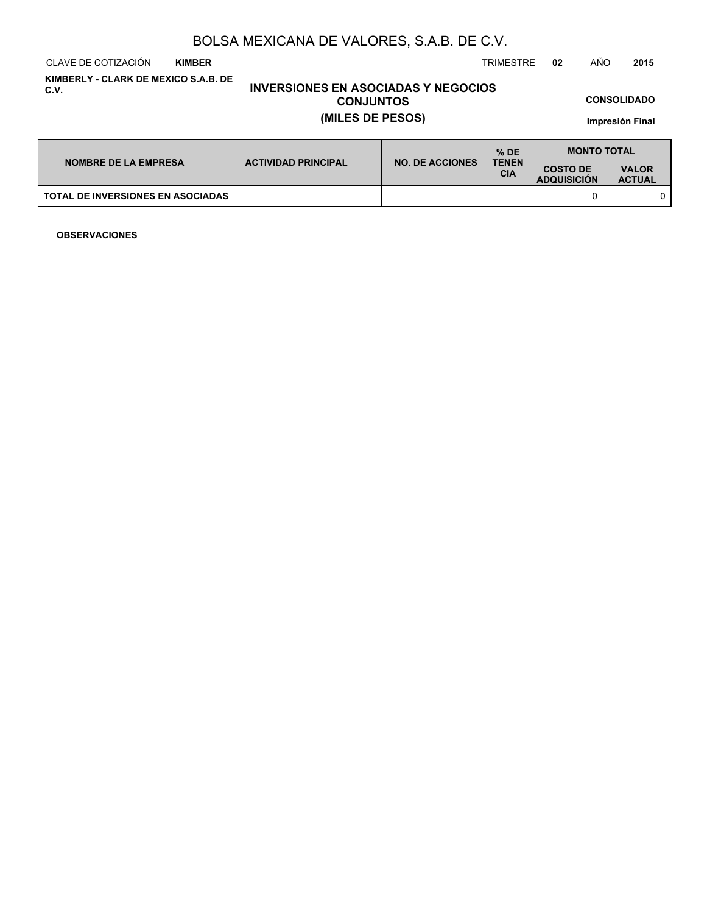# BOLSA MEXICANA DE VALORES, S.A.B. DE C.V.

CLAVE DE COTIZACIÓN **KIMBER** TRIMESTRE **02** AÑO **2015**

**KIMBERLY - CLARK DE MEXICO S.A.B. DE C.V.**

## INVERSIONES EN ASOCIADAS Y NEGOCIOS CONJUNTOS
## (MILES DE PESOS)

**CONSOLIDADO**

**Impresión Final**

| NOMBRE DE LA EMPRESA | ACTIVIDAD PRINCIPAL | NO. DE ACCIONES | % DE TENENCIA | MONTO TOTAL | |
|---|---|---|---|---|---|
| | | | | COSTO DE ADQUISICIÓN | VALOR ACTUAL |
| **TOTAL DE INVERSIONES EN ASOCIADAS** | | | | 0 | 0 |

**OBSERVACIONES**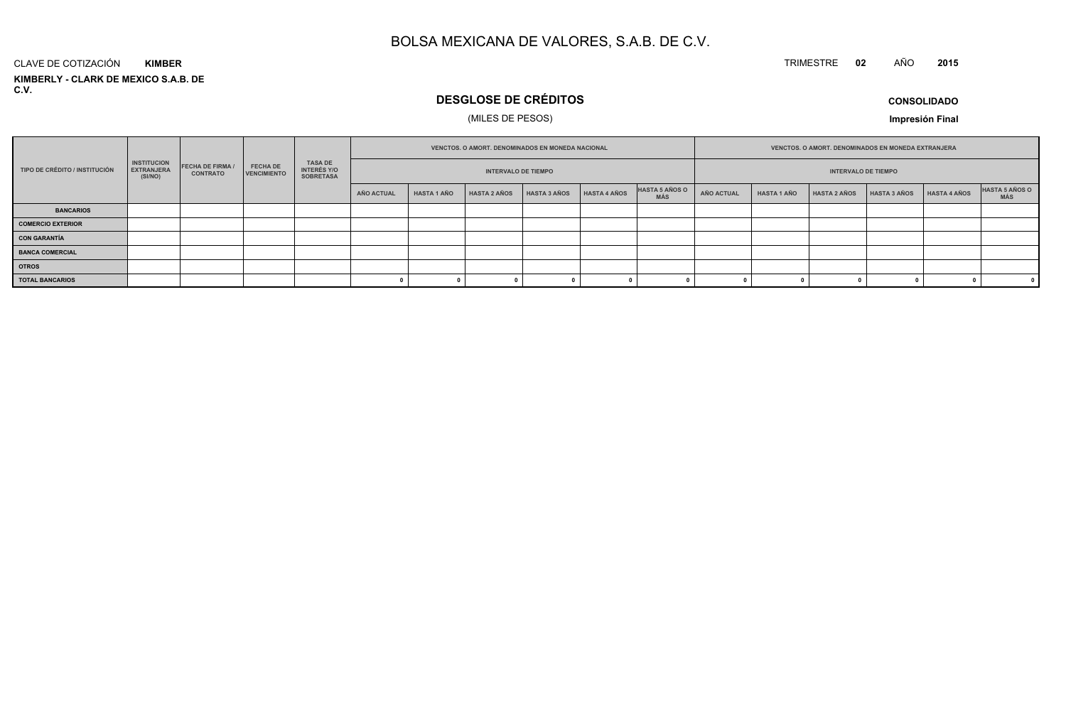# BOLSA MEXICANA DE VALORES, S.A.B. DE C.V.

CLAVE DE COTIZACIÓN **KIMBER**

**KIMBERLY - CLARK DE MEXICO S.A.B. DE C.V.**

TRIMESTRE **02** AÑO **2015**

## DESGLOSE DE CRÉDITOS

(MILES DE PESOS)

**CONSOLIDADO**

**Impresión Final**

| TIPO DE CRÉDITO / INSTITUCIÓN | INSTITUCION EXTRANJERA (SI/NO) | FECHA DE FIRMA / CONTRATO | FECHA DE VENCIMIENTO | TASA DE INTERÉS Y/O SOBRETASA | VENCTOS. O AMORT. DENOMINADOS EN MONEDA NACIONAL | | | | | | VENCTOS. O AMORT. DENOMINADOS EN MONEDA EXTRANJERA | | | | | |
|---|---|---|---|---|---|---|---|---|---|---|---|---|---|---|---|---|
| | | | | | INTERVALO DE TIEMPO | | | | | | INTERVALO DE TIEMPO | | | | | |
| | | | | | AÑO ACTUAL | HASTA 1 AÑO | HASTA 2 AÑOS | HASTA 3 AÑOS | HASTA 4 AÑOS | HASTA 5 AÑOS O MÁS | AÑO ACTUAL | HASTA 1 AÑO | HASTA 2 AÑOS | HASTA 3 AÑOS | HASTA 4 AÑOS | HASTA 5 AÑOS O MÁS |
| **BANCARIOS** | | | | | | | | | | | | | | | | |
| **COMERCIO EXTERIOR** | | | | | | | | | | | | | | | | |
| **CON GARANTÍA** | | | | | | | | | | | | | | | | |
| **BANCA COMERCIAL** | | | | | | | | | | | | | | | | |
| **OTROS** | | | | | | | | | | | | | | | | |
| **TOTAL BANCARIOS** | | | | | 0 | 0 | 0 | 0 | 0 | 0 | 0 | 0 | 0 | 0 | 0 | 0 |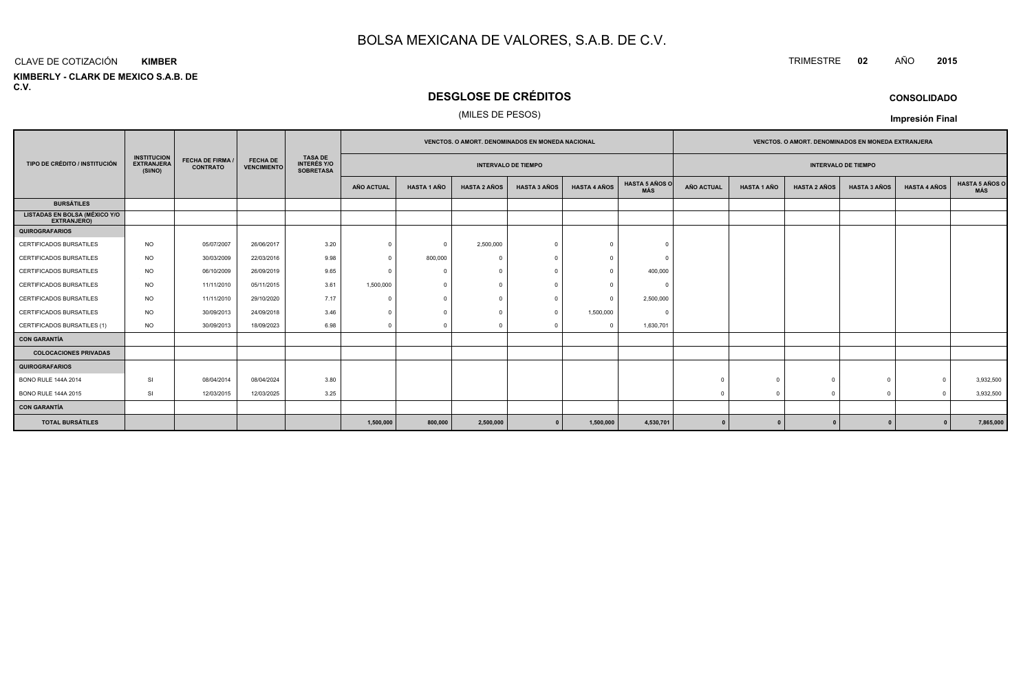# BOLSA MEXICANA DE VALORES, S.A.B. DE C.V.

CLAVE DE COTIZACIÓN **KIMBER**

TRIMESTRE **02** AÑO **2015**

**KIMBERLY - CLARK DE MEXICO S.A.B. DE C.V.**

## DESGLOSE DE CRÉDITOS

(MILES DE PESOS)

**CONSOLIDADO**

**Impresión Final**

| TIPO DE CRÉDITO / INSTITUCIÓN | INSTITUCION EXTRANJERA (SI/NO) | FECHA DE FIRMA / CONTRATO | FECHA DE VENCIMIENTO | TASA DE INTERÉS Y/O SOBRETASA | VENCTOS. O AMORT. DENOMINADOS EN MONEDA NACIONAL | | | | | | VENCTOS. O AMORT. DENOMINADOS EN MONEDA EXTRANJERA | | | | | |
|---|---|---|---|---|---|---|---|---|---|---|---|---|---|---|---|---|
| | | | | | INTERVALO DE TIEMPO | | | | | | INTERVALO DE TIEMPO | | | | | |
| | | | | | AÑO ACTUAL | HASTA 1 AÑO | HASTA 2 AÑOS | HASTA 3 AÑOS | HASTA 4 AÑOS | HASTA 5 AÑOS O MÁS | AÑO ACTUAL | HASTA 1 AÑO | HASTA 2 AÑOS | HASTA 3 AÑOS | HASTA 4 AÑOS | HASTA 5 AÑOS O MÁS |
| **BURSÁTILES** | | | | | | | | | | | | | | | | |
| **LISTADAS EN BOLSA (MÉXICO Y/O EXTRANJERO)** | | | | | | | | | | | | | | | | |
| **QUIROGRAFARIOS** | | | | | | | | | | | | | | | | |
| CERTIFICADOS BURSATILES | NO | 05/07/2007 | 26/06/2017 | 3.20 | 0 | 0 | 2,500,000 | 0 | 0 | 0 | | | | | | |
| CERTIFICADOS BURSATILES | NO | 30/03/2009 | 22/03/2016 | 9.98 | 0 | 800,000 | 0 | 0 | 0 | 0 | | | | | | |
| CERTIFICADOS BURSATILES | NO | 06/10/2009 | 26/09/2019 | 9.65 | 0 | 0 | 0 | 0 | 0 | 400,000 | | | | | | |
| CERTIFICADOS BURSATILES | NO | 11/11/2010 | 05/11/2015 | 3.61 | 1,500,000 | 0 | 0 | 0 | 0 | 0 | | | | | | |
| CERTIFICADOS BURSATILES | NO | 11/11/2010 | 29/10/2020 | 7.17 | 0 | 0 | 0 | 0 | 0 | 2,500,000 | | | | | | |
| CERTIFICADOS BURSATILES | NO | 30/09/2013 | 24/09/2018 | 3.46 | 0 | 0 | 0 | 0 | 1,500,000 | 0 | | | | | | |
| CERTIFICADOS BURSATILES (1) | NO | 30/09/2013 | 18/09/2023 | 6.98 | 0 | 0 | 0 | 0 | 0 | 1,630,701 | | | | | | |
| **CON GARANTÍA** | | | | | | | | | | | | | | | | |
| **COLOCACIONES PRIVADAS** | | | | | | | | | | | | | | | | |
| **QUIROGRAFARIOS** | | | | | | | | | | | | | | | | |
| BONO RULE 144A 2014 | SI | 08/04/2014 | 08/04/2024 | 3.80 | | | | | | | 0 | 0 | 0 | 0 | 0 | 3,932,500 |
| BONO RULE 144A 2015 | SI | 12/03/2015 | 12/03/2025 | 3.25 | | | | | | | 0 | 0 | 0 | 0 | 0 | 3,932,500 |
| **CON GARANTÍA** | | | | | | | | | | | | | | | | |
| **TOTAL BURSÁTILES** | | | | | **1,500,000** | **800,000** | **2,500,000** | **0** | **1,500,000** | **4,530,701** | **0** | **0** | **0** | **0** | **0** | **7,865,000** |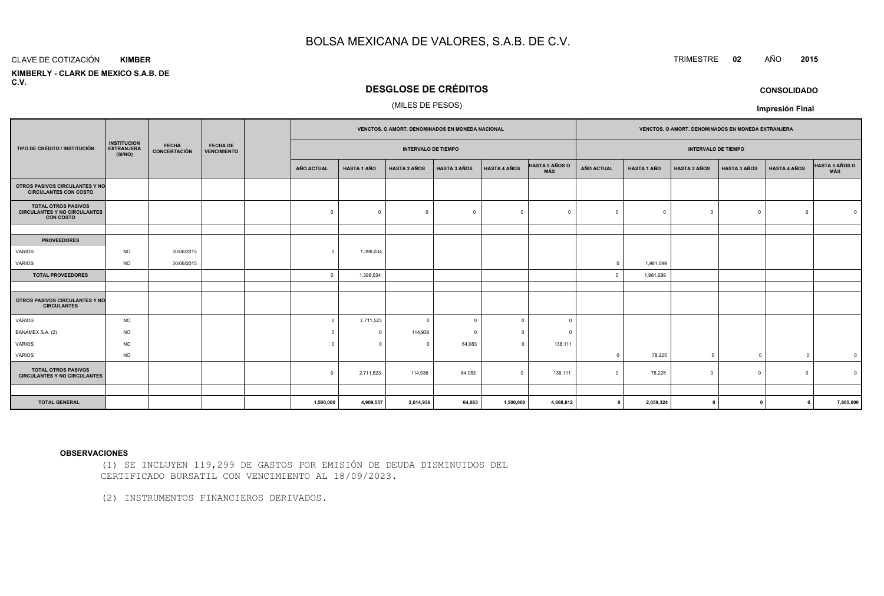# BOLSA MEXICANA DE VALORES, S.A.B. DE C.V.

CLAVE DE COTIZACIÓN **KIMBER**

TRIMESTRE **02** AÑO **2015**

**KIMBERLY - CLARK DE MEXICO S.A.B. DE C.V.**

## DESGLOSE DE CRÉDITOS

(MILES DE PESOS)

**CONSOLIDADO**

**Impresión Final**

| TIPO DE CRÉDITO / INSTITUCIÓN | INSTITUCION EXTRANJERA (SI/NO) | FECHA CONCERTACIÓN | FECHA DE VENCIMIENTO | | VENCTOS. O AMORT. DENOMINADOS EN MONEDA NACIONAL | | | | | | VENCTOS. O AMORT. DENOMINADOS EN MONEDA EXTRANJERA | | | | | |
|---|---|---|---|---|---|---|---|---|---|---|---|---|---|---|---|---|
| | | | | | INTERVALO DE TIEMPO | | | | | | INTERVALO DE TIEMPO | | | | | |
| | | | | | AÑO ACTUAL | HASTA 1 AÑO | HASTA 2 AÑOS | HASTA 3 AÑOS | HASTA 4 AÑOS | HASTA 5 AÑOS O MÁS | AÑO ACTUAL | HASTA 1 AÑO | HASTA 2 AÑOS | HASTA 3 AÑOS | HASTA 4 AÑOS | HASTA 5 AÑOS O MÁS |
| **OTROS PASIVOS CIRCULANTES Y NO CIRCULANTES CON COSTO** | | | | | | | | | | | | | | | | |
| **TOTAL OTROS PASIVOS CIRCULANTES Y NO CIRCULANTES CON COSTO** | | | | | 0 | 0 | 0 | 0 | 0 | 0 | 0 | 0 | 0 | 0 | 0 | 0 |
| | | | | | | | | | | | | | | | | |
| **PROVEEDORES** | | | | | | | | | | | | | | | | |
| VARIOS | NO | 30/06/2015 | | | 0 | 1,398,034 | | | | | | | | | | |
| VARIOS | NO | 30/06/2015 | | | | | | | | | 0 | 1,981,099 | | | | |
| **TOTAL PROVEEDORES** | | | | | 0 | 1,398,034 | | | | | 0 | 1,981,099 | | | | |
| | | | | | | | | | | | | | | | | |
| **OTROS PASIVOS CIRCULANTES Y NO CIRCULANTES** | | | | | | | | | | | | | | | | |
| VARIOS | NO | | | | 0 | 2,711,523 | 0 | 0 | 0 | 0 | | | | | | |
| BANAMEX S.A. (2) | NO | | | | 0 | 0 | 114,936 | 0 | 0 | 0 | | | | | | |
| VARIOS | NO | | | | 0 | 0 | 0 | 64,083 | 0 | 138,111 | | | | | | |
| VARIOS | NO | | | | | | | | | | 0 | 78,225 | 0 | 0 | 0 | 0 |
| **TOTAL OTROS PASIVOS CIRCULANTES Y NO CIRCULANTES** | | | | | 0 | 2,711,523 | 114,936 | 64,083 | 0 | 138,111 | 0 | 78,225 | 0 | 0 | 0 | 0 |
| | | | | | | | | | | | | | | | | |
| **TOTAL GENERAL** | | | | | **1,500,000** | **4,909,557** | **2,614,936** | **64,083** | **1,500,000** | **4,668,812** | **0** | **2,059,324** | **0** | **0** | **0** | **7,865,000** |

**OBSERVACIONES**

(1) SE INCLUYEN 119,299 DE GASTOS POR EMISIÓN DE DEUDA DISMINUIDOS DEL CERTIFICADO BURSATIL CON VENCIMIENTO AL 18/09/2023.

(2) INSTRUMENTOS FINANCIEROS DERIVADOS.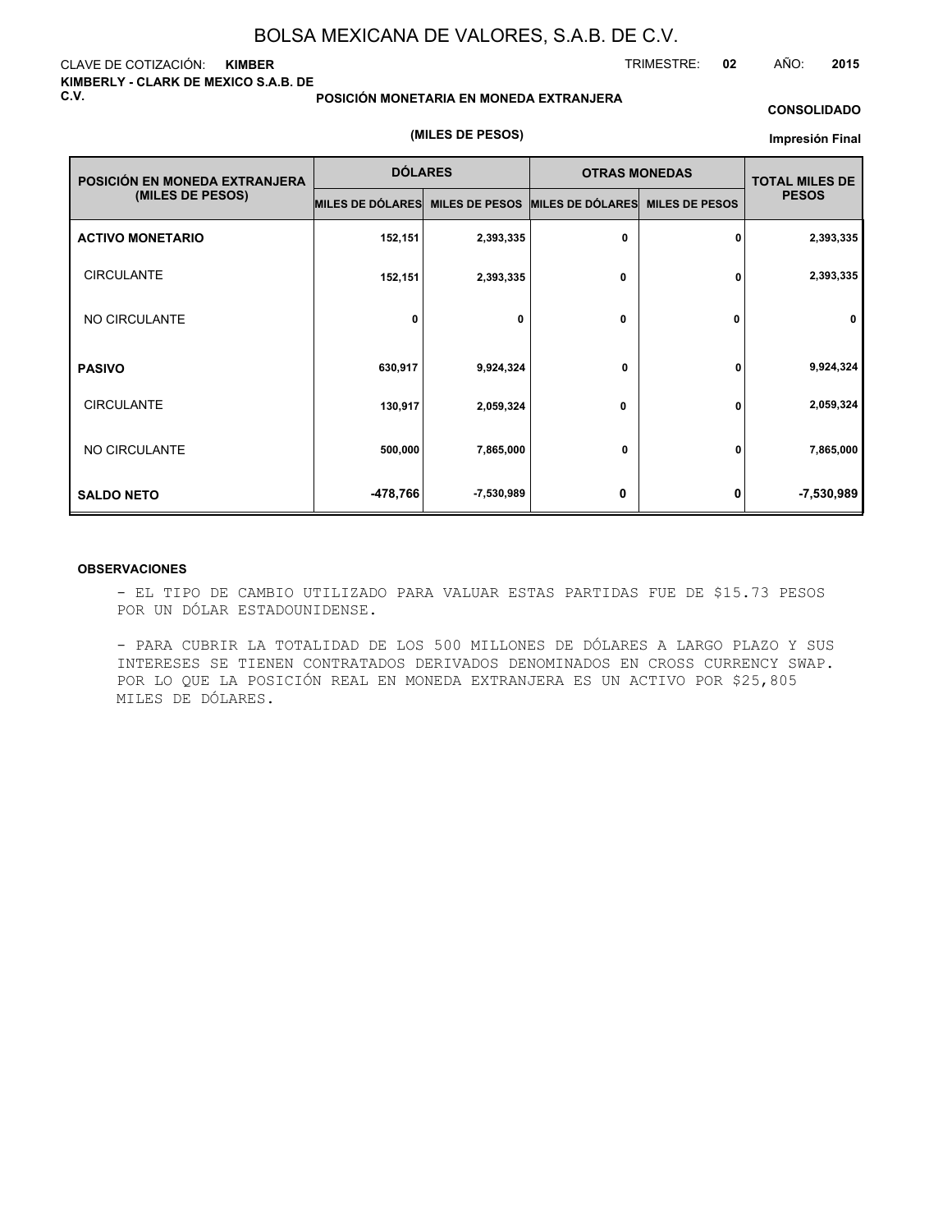# BOLSA MEXICANA DE VALORES, S.A.B. DE C.V.

CLAVE DE COTIZACIÓN: **KIMBER**

TRIMESTRE: **02** AÑO: **2015**

**KIMBERLY - CLARK DE MEXICO S.A.B. DE C.V.**

**POSICIÓN MONETARIA EN MONEDA EXTRANJERA**

**CONSOLIDADO**

**(MILES DE PESOS)**

**Impresión Final**

| POSICIÓN EN MONEDA EXTRANJERA (MILES DE PESOS) | DÓLARES | | OTRAS MONEDAS | | TOTAL MILES DE PESOS |
|---|---|---|---|---|---|
| | MILES DE DÓLARES | MILES DE PESOS | MILES DE DÓLARES | MILES DE PESOS | |
| **ACTIVO MONETARIO** | 152,151 | 2,393,335 | 0 | 0 | 2,393,335 |
| CIRCULANTE | 152,151 | 2,393,335 | 0 | 0 | 2,393,335 |
| NO CIRCULANTE | 0 | 0 | 0 | 0 | 0 |
| **PASIVO** | 630,917 | 9,924,324 | 0 | 0 | 9,924,324 |
| CIRCULANTE | 130,917 | 2,059,324 | 0 | 0 | 2,059,324 |
| NO CIRCULANTE | 500,000 | 7,865,000 | 0 | 0 | 7,865,000 |
| **SALDO NETO** | -478,766 | -7,530,989 | 0 | 0 | -7,530,989 |

**OBSERVACIONES**

- EL TIPO DE CAMBIO UTILIZADO PARA VALUAR ESTAS PARTIDAS FUE DE $15.73 PESOS POR UN DÓLAR ESTADOUNIDENSE.

- PARA CUBRIR LA TOTALIDAD DE LOS 500 MILLONES DE DÓLARES A LARGO PLAZO Y SUS INTERESES SE TIENEN CONTRATADOS DERIVADOS DENOMINADOS EN CROSS CURRENCY SWAP. POR LO QUE LA POSICIÓN REAL EN MONEDA EXTRANJERA ES UN ACTIVO POR $25,805 MILES DE DÓLARES.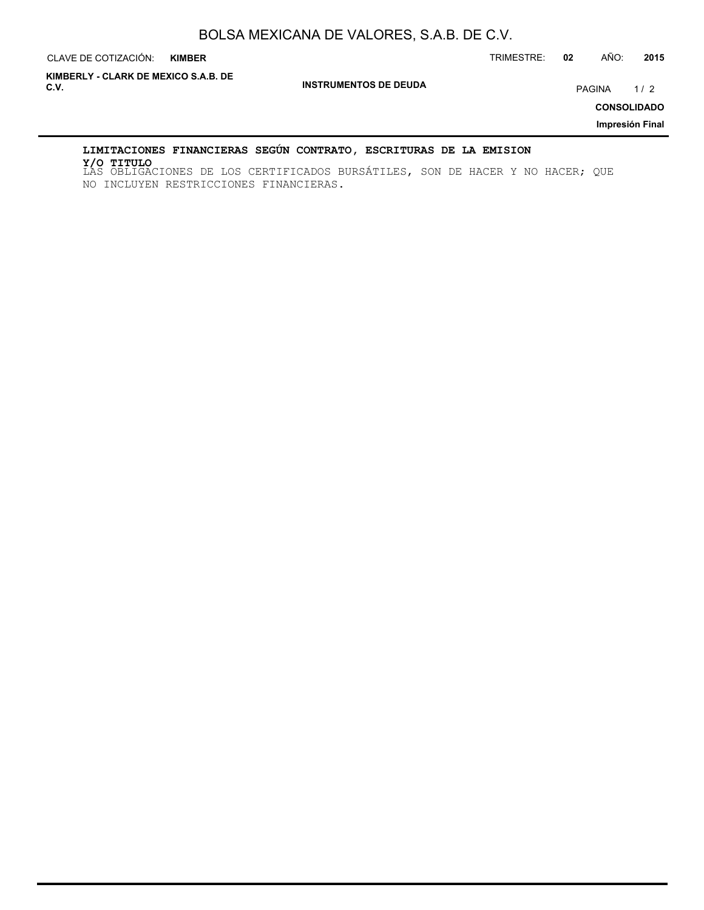**LIMITACIONES FINANCIERAS SEGÚN CONTRATO, ESCRITURAS DE LA EMISION Y/O TITULO**

LAS OBLIGACIONES DE LOS CERTIFICADOS BURSÁTILES, SON DE HACER Y NO HACER; QUE NO INCLUYEN RESTRICCIONES FINANCIERAS.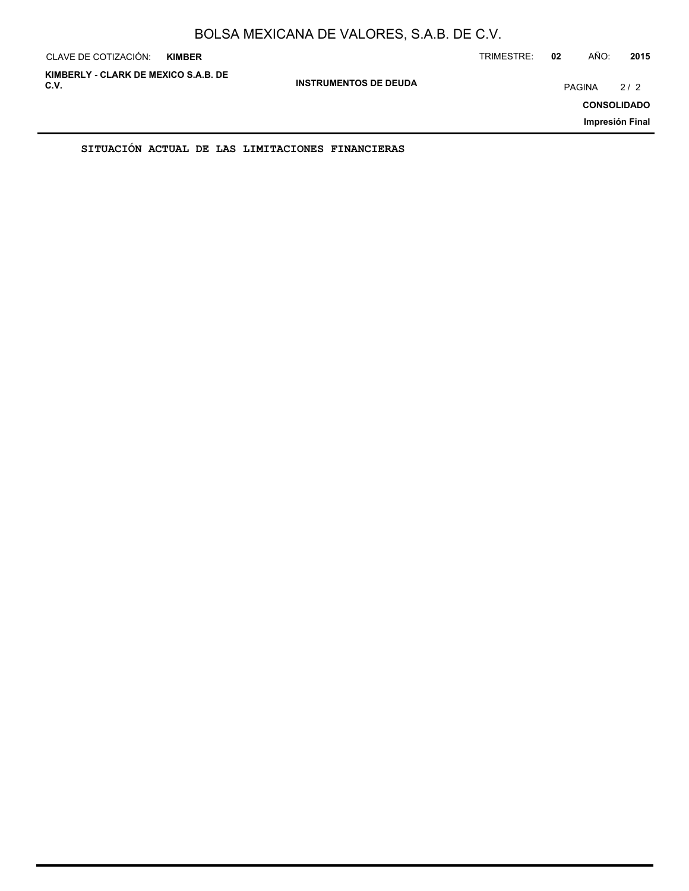SITUACIÓN ACTUAL DE LAS LIMITACIONES FINANCIERAS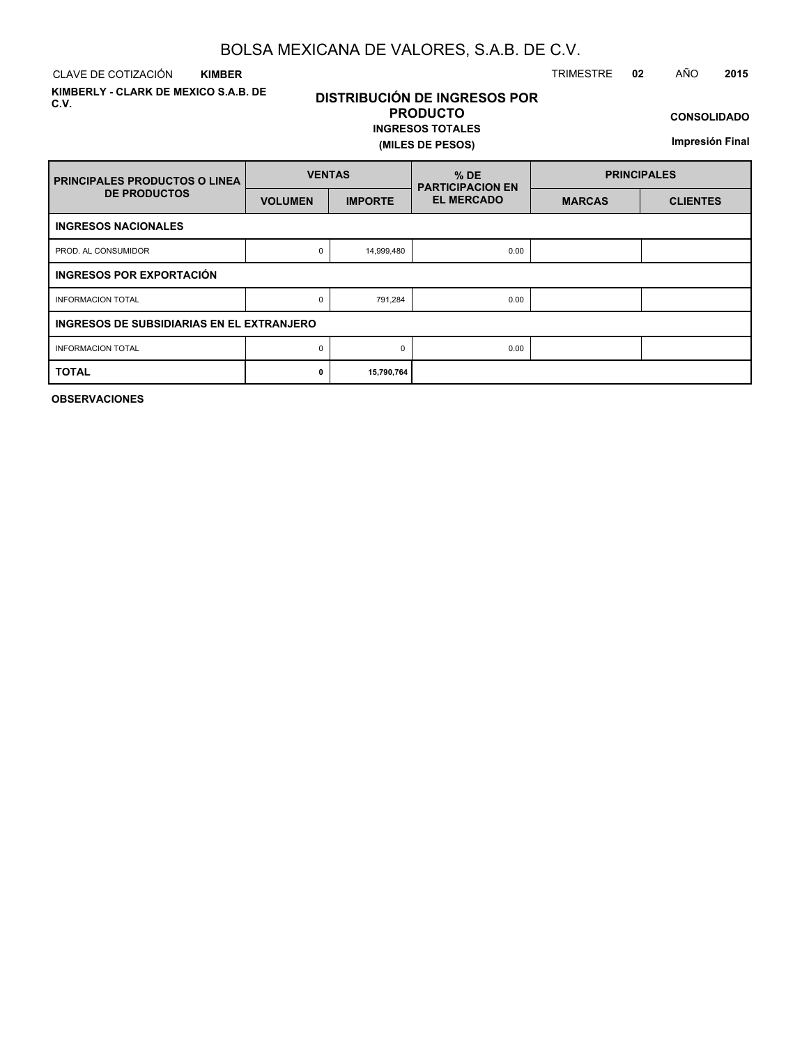# BOLSA MEXICANA DE VALORES, S.A.B. DE C.V.

CLAVE DE COTIZACIÓN **KIMBER**

TRIMESTRE **02** AÑO **2015**

**KIMBERLY - CLARK DE MEXICO S.A.B. DE C.V.**

## DISTRIBUCIÓN DE INGRESOS POR PRODUCTO

**INGRESOS TOTALES**

**(MILES DE PESOS)**

**CONSOLIDADO**

**Impresión Final**

| PRINCIPALES PRODUCTOS O LINEA DE PRODUCTOS | VENTAS | | % DE PARTICIPACION EN EL MERCADO | PRINCIPALES | |
|---|---|---|---|---|---|
| | VOLUMEN | IMPORTE | | MARCAS | CLIENTES |
| **INGRESOS NACIONALES** | | | | | |
| PROD. AL CONSUMIDOR | 0 | 14,999,480 | 0.00 | | |
| **INGRESOS POR EXPORTACIÓN** | | | | | |
| INFORMACION TOTAL | 0 | 791,284 | 0.00 | | |
| **INGRESOS DE SUBSIDIARIAS EN EL EXTRANJERO** | | | | | |
| INFORMACION TOTAL | 0 | 0 | 0.00 | | |
| **TOTAL** | **0** | **15,790,764** | | | |

**OBSERVACIONES**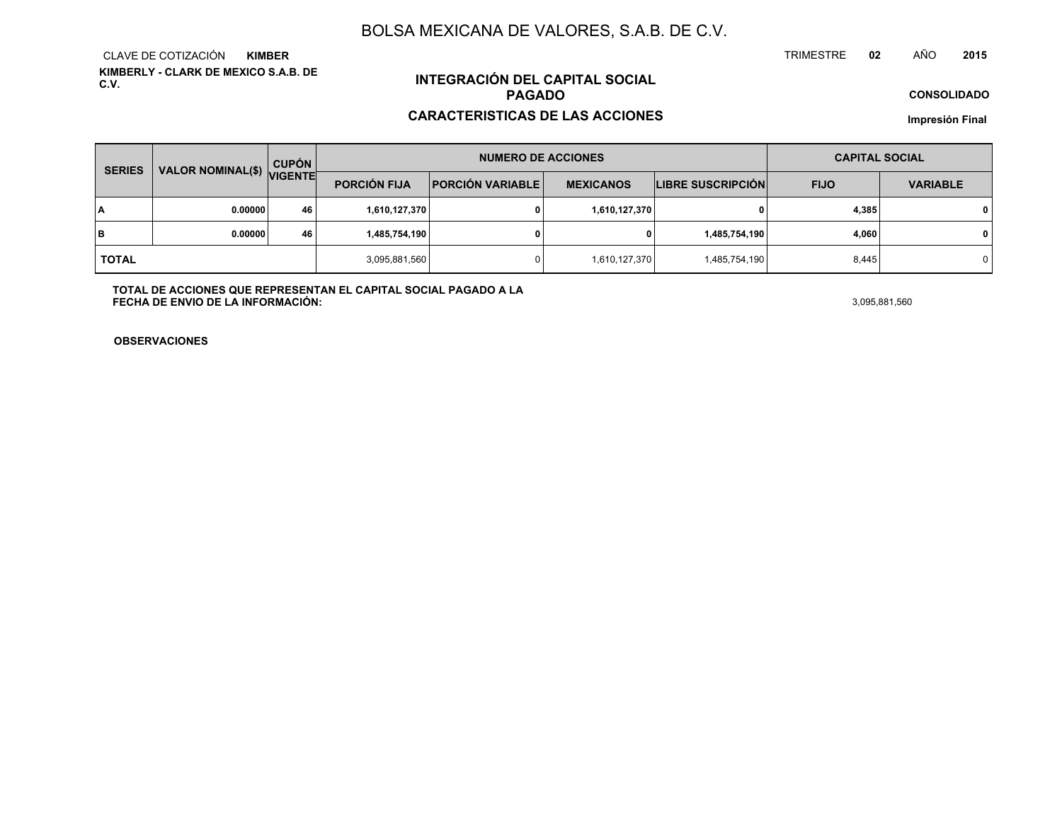# BOLSA MEXICANA DE VALORES, S.A.B. DE C.V.

CLAVE DE COTIZACIÓN **KIMBER**

**KIMBERLY - CLARK DE MEXICO S.A.B. DE C.V.**

TRIMESTRE **02** AÑO **2015**

## INTEGRACIÓN DEL CAPITAL SOCIAL PAGADO

## CARACTERISTICAS DE LAS ACCIONES

**CONSOLIDADO**

**Impresión Final**

| SERIES | VALOR NOMINAL($) | CUPÓN VIGENTE | NUMERO DE ACCIONES | | | | CAPITAL SOCIAL | |
|---|---|---|---|---|---|---|---|---|
| | | | PORCIÓN FIJA | PORCIÓN VARIABLE | MEXICANOS | LIBRE SUSCRIPCIÓN | FIJO | VARIABLE |
| A | 0.00000 | 46 | 1,610,127,370 | 0 | 1,610,127,370 | 0 | 4,385 | 0 |
| B | 0.00000 | 46 | 1,485,754,190 | 0 | 0 | 1,485,754,190 | 4,060 | 0 |
| TOTAL | | | 3,095,881,560 | 0 | 1,610,127,370 | 1,485,754,190 | 8,445 | 0 |

**TOTAL DE ACCIONES QUE REPRESENTAN EL CAPITAL SOCIAL PAGADO A LA FECHA DE ENVIO DE LA INFORMACIÓN:** 3,095,881,560

**OBSERVACIONES**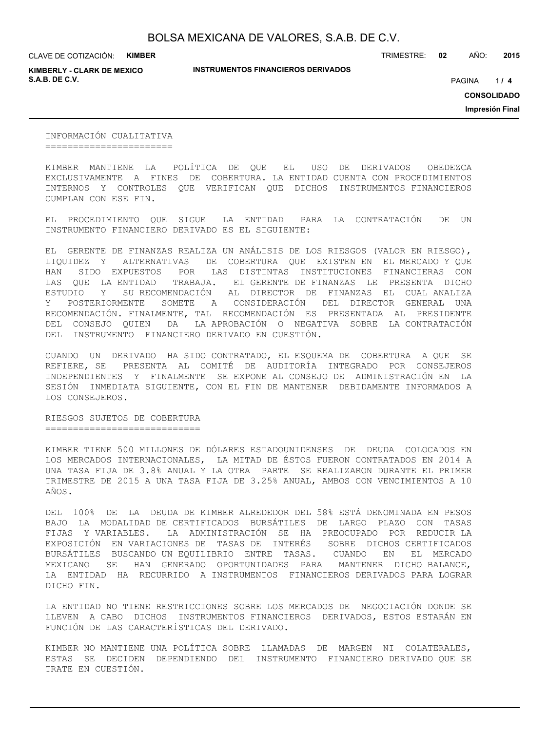## INFORMACIÓN CUALITATIVA

KIMBER MANTIENE LA POLÍTICA DE QUE EL USO DE DERIVADOS OBEDEZCA EXCLUSIVAMENTE A FINES DE COBERTURA. LA ENTIDAD CUENTA CON PROCEDIMIENTOS INTERNOS Y CONTROLES QUE VERIFICAN QUE DICHOS INSTRUMENTOS FINANCIEROS CUMPLAN CON ESE FIN.

EL PROCEDIMIENTO QUE SIGUE LA ENTIDAD PARA LA CONTRATACIÓN DE UN INSTRUMENTO FINANCIERO DERIVADO ES EL SIGUIENTE:

EL GERENTE DE FINANZAS REALIZA UN ANÁLISIS DE LOS RIESGOS (VALOR EN RIESGO), LIQUIDEZ Y ALTERNATIVAS DE COBERTURA QUE EXISTEN EN EL MERCADO Y QUE HAN SIDO EXPUESTOS POR LAS DISTINTAS INSTITUCIONES FINANCIERAS CON LAS QUE LA ENTIDAD TRABAJA. EL GERENTE DE FINANZAS LE PRESENTA DICHO ESTUDIO Y SU RECOMENDACIÓN AL DIRECTOR DE FINANZAS EL CUAL ANALIZA Y POSTERIORMENTE SOMETE A CONSIDERACIÓN DEL DIRECTOR GENERAL UNA RECOMENDACIÓN. FINALMENTE, TAL RECOMENDACIÓN ES PRESENTADA AL PRESIDENTE DEL CONSEJO QUIEN DA LA APROBACIÓN O NEGATIVA SOBRE LA CONTRATACIÓN DEL INSTRUMENTO FINANCIERO DERIVADO EN CUESTIÓN.

CUANDO UN DERIVADO HA SIDO CONTRATADO, EL ESQUEMA DE COBERTURA A QUE SE REFIERE, SE PRESENTA AL COMITÉ DE AUDITORÍA INTEGRADO POR CONSEJEROS INDEPENDIENTES Y FINALMENTE SE EXPONE AL CONSEJO DE ADMINISTRACIÓN EN LA SESIÓN INMEDIATA SIGUIENTE, CON EL FIN DE MANTENER DEBIDAMENTE INFORMADOS A LOS CONSEJEROS.

## RIESGOS SUJETOS DE COBERTURA

KIMBER TIENE 500 MILLONES DE DÓLARES ESTADOUNIDENSES DE DEUDA COLOCADOS EN LOS MERCADOS INTERNACIONALES, LA MITAD DE ÉSTOS FUERON CONTRATADOS EN 2014 A UNA TASA FIJA DE 3.8% ANUAL Y LA OTRA PARTE SE REALIZARON DURANTE EL PRIMER TRIMESTRE DE 2015 A UNA TASA FIJA DE 3.25% ANUAL, AMBOS CON VENCIMIENTOS A 10 AÑOS.

DEL 100% DE LA DEUDA DE KIMBER ALREDEDOR DEL 58% ESTÁ DENOMINADA EN PESOS BAJO LA MODALIDAD DE CERTIFICADOS BURSÁTILES DE LARGO PLAZO CON TASAS FIJAS Y VARIABLES. LA ADMINISTRACIÓN SE HA PREOCUPADO POR REDUCIR LA EXPOSICIÓN EN VARIACIONES DE TASAS DE INTERÉS SOBRE DICHOS CERTIFICADOS BURSÁTILES BUSCANDO UN EQUILIBRIO ENTRE TASAS. CUANDO EN EL MERCADO MEXICANO SE HAN GENERADO OPORTUNIDADES PARA MANTENER DICHO BALANCE, LA ENTIDAD HA RECURRIDO A INSTRUMENTOS FINANCIEROS DERIVADOS PARA LOGRAR DICHO FIN.

LA ENTIDAD NO TIENE RESTRICCIONES SOBRE LOS MERCADOS DE NEGOCIACIÓN DONDE SE LLEVEN A CABO DICHOS INSTRUMENTOS FINANCIEROS DERIVADOS, ESTOS ESTARÁN EN FUNCIÓN DE LAS CARACTERÍSTICAS DEL DERIVADO.

KIMBER NO MANTIENE UNA POLÍTICA SOBRE LLAMADAS DE MARGEN NI COLATERALES, ESTAS SE DECIDEN DEPENDIENDO DEL INSTRUMENTO FINANCIERO DERIVADO QUE SE TRATE EN CUESTIÓN.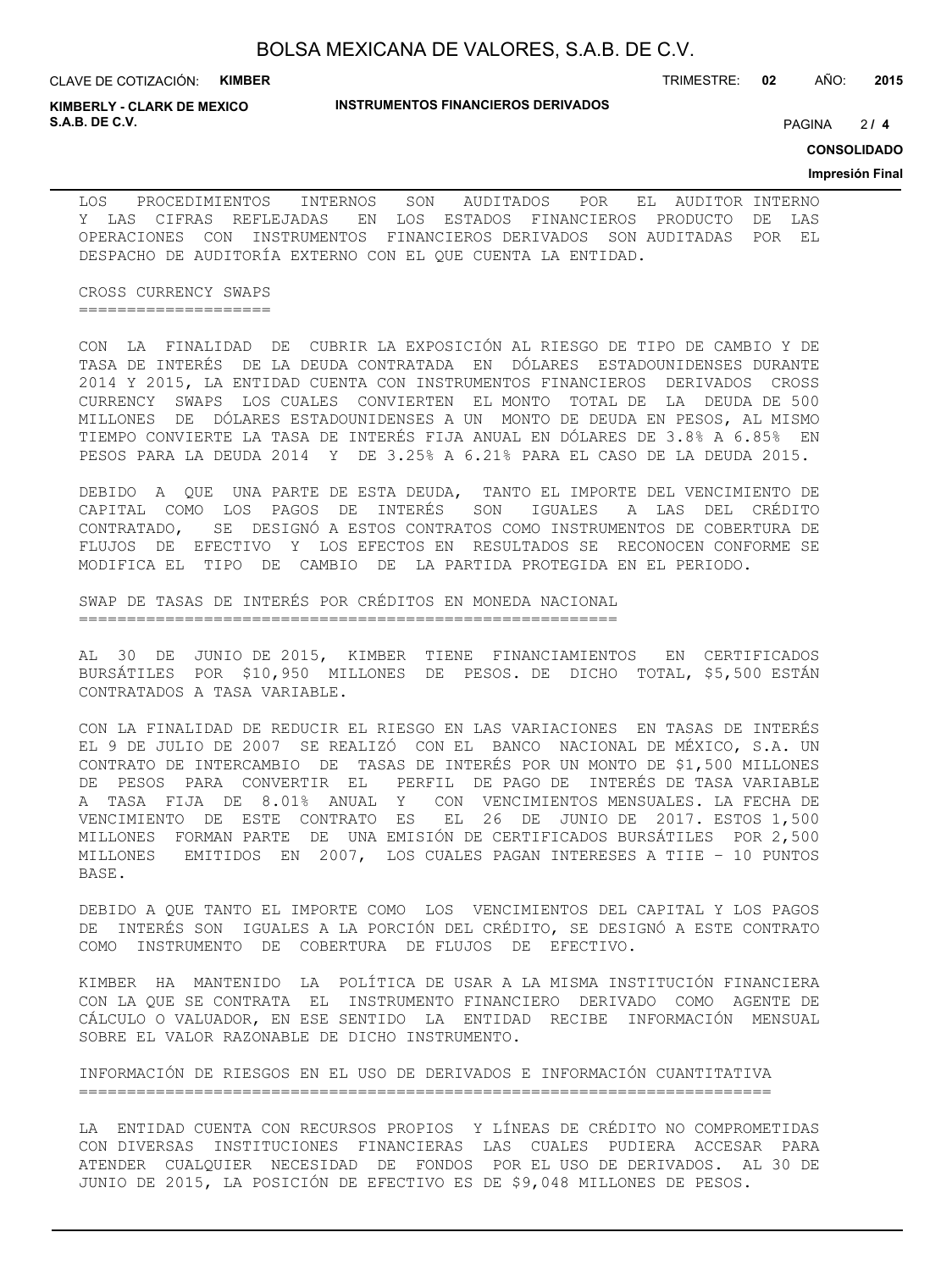LOS PROCEDIMIENTOS INTERNOS SON AUDITADOS POR EL AUDITOR INTERNO Y LAS CIFRAS REFLEJADAS EN LOS ESTADOS FINANCIEROS PRODUCTO DE LAS OPERACIONES CON INSTRUMENTOS FINANCIEROS DERIVADOS SON AUDITADAS POR EL DESPACHO DE AUDITORÍA EXTERNO CON EL QUE CUENTA LA ENTIDAD.

## CROSS CURRENCY SWAPS

CON LA FINALIDAD DE CUBRIR LA EXPOSICIÓN AL RIESGO DE TIPO DE CAMBIO Y DE TASA DE INTERÉS DE LA DEUDA CONTRATADA EN DÓLARES ESTADOUNIDENSES DURANTE 2014 Y 2015, LA ENTIDAD CUENTA CON INSTRUMENTOS FINANCIEROS DERIVADOS CROSS CURRENCY SWAPS LOS CUALES CONVIERTEN EL MONTO TOTAL DE LA DEUDA DE 500 MILLONES DE DÓLARES ESTADOUNIDENSES A UN MONTO DE DEUDA EN PESOS, AL MISMO TIEMPO CONVIERTE LA TASA DE INTERÉS FIJA ANUAL EN DÓLARES DE 3.8% A 6.85% EN PESOS PARA LA DEUDA 2014 Y DE 3.25% A 6.21% PARA EL CASO DE LA DEUDA 2015.

DEBIDO A QUE UNA PARTE DE ESTA DEUDA, TANTO EL IMPORTE DEL VENCIMIENTO DE CAPITAL COMO LOS PAGOS DE INTERÉS SON IGUALES A LAS DEL CRÉDITO CONTRATADO, SE DESIGNÓ A ESTOS CONTRATOS COMO INSTRUMENTOS DE COBERTURA DE FLUJOS DE EFECTIVO Y LOS EFECTOS EN RESULTADOS SE RECONOCEN CONFORME SE MODIFICA EL TIPO DE CAMBIO DE LA PARTIDA PROTEGIDA EN EL PERIODO.

## SWAP DE TASAS DE INTERÉS POR CRÉDITOS EN MONEDA NACIONAL

AL 30 DE JUNIO DE 2015, KIMBER TIENE FINANCIAMIENTOS EN CERTIFICADOS BURSÁTILES POR $10,950 MILLONES DE PESOS. DE DICHO TOTAL, $5,500 ESTÁN CONTRATADOS A TASA VARIABLE.

CON LA FINALIDAD DE REDUCIR EL RIESGO EN LAS VARIACIONES EN TASAS DE INTERÉS EL 9 DE JULIO DE 2007 SE REALIZÓ CON EL BANCO NACIONAL DE MÉXICO, S.A. UN CONTRATO DE INTERCAMBIO DE TASAS DE INTERÉS POR UN MONTO DE $1,500 MILLONES DE PESOS PARA CONVERTIR EL PERFIL DE PAGO DE INTERÉS DE TASA VARIABLE A TASA FIJA DE 8.01% ANUAL Y CON VENCIMIENTOS MENSUALES. LA FECHA DE VENCIMIENTO DE ESTE CONTRATO ES EL 26 DE JUNIO DE 2017. ESTOS 1,500 MILLONES FORMAN PARTE DE UNA EMISIÓN DE CERTIFICADOS BURSÁTILES POR 2,500 MILLONES EMITIDOS EN 2007, LOS CUALES PAGAN INTERESES A TIIE – 10 PUNTOS BASE.

DEBIDO A QUE TANTO EL IMPORTE COMO LOS VENCIMIENTOS DEL CAPITAL Y LOS PAGOS DE INTERÉS SON IGUALES A LA PORCIÓN DEL CRÉDITO, SE DESIGNÓ A ESTE CONTRATO COMO INSTRUMENTO DE COBERTURA DE FLUJOS DE EFECTIVO.

KIMBER HA MANTENIDO LA POLÍTICA DE USAR A LA MISMA INSTITUCIÓN FINANCIERA CON LA QUE SE CONTRATA EL INSTRUMENTO FINANCIERO DERIVADO COMO AGENTE DE CÁLCULO O VALUADOR, EN ESE SENTIDO LA ENTIDAD RECIBE INFORMACIÓN MENSUAL SOBRE EL VALOR RAZONABLE DE DICHO INSTRUMENTO.

## INFORMACIÓN DE RIESGOS EN EL USO DE DERIVADOS E INFORMACIÓN CUANTITATIVA

LA ENTIDAD CUENTA CON RECURSOS PROPIOS Y LÍNEAS DE CRÉDITO NO COMPROMETIDAS CON DIVERSAS INSTITUCIONES FINANCIERAS LAS CUALES PUDIERA ACCESAR PARA ATENDER CUALQUIER NECESIDAD DE FONDOS POR EL USO DE DERIVADOS. AL 30 DE JUNIO DE 2015, LA POSICIÓN DE EFECTIVO ES DE $9,048 MILLONES DE PESOS.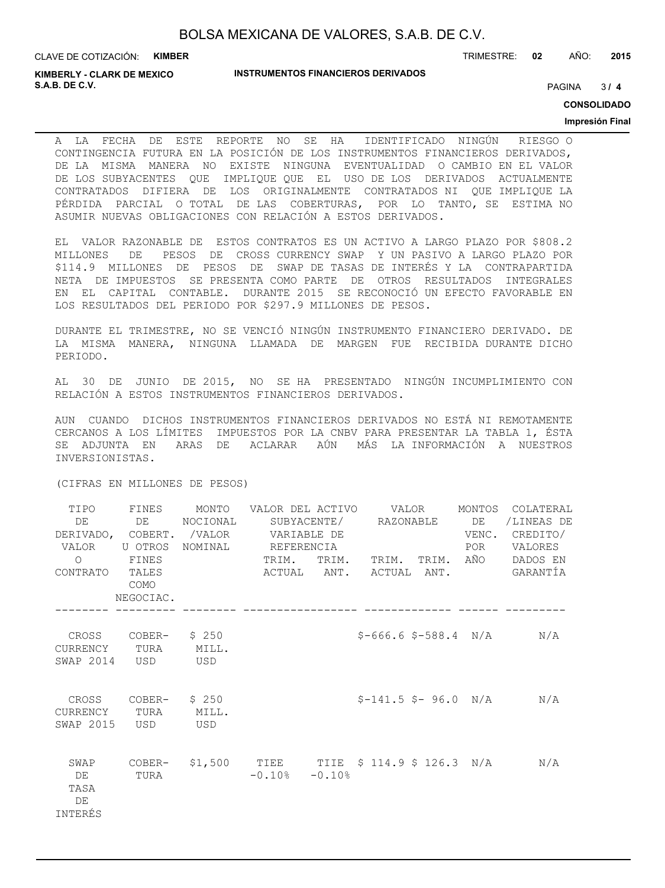A LA FECHA DE ESTE REPORTE NO SE HA IDENTIFICADO NINGÚN RIESGO O CONTINGENCIA FUTURA EN LA POSICIÓN DE LOS INSTRUMENTOS FINANCIEROS DERIVADOS, DE LA MISMA MANERA NO EXISTE NINGUNA EVENTUALIDAD O CAMBIO EN EL VALOR DE LOS SUBYACENTES QUE IMPLIQUE QUE EL USO DE LOS DERIVADOS ACTUALMENTE CONTRATADOS DIFIERA DE LOS ORIGINALMENTE CONTRATADOS NI QUE IMPLIQUE LA PÉRDIDA PARCIAL O TOTAL DE LAS COBERTURAS, POR LO TANTO, SE ESTIMA NO ASUMIR NUEVAS OBLIGACIONES CON RELACIÓN A ESTOS DERIVADOS.

EL VALOR RAZONABLE DE ESTOS CONTRATOS ES UN ACTIVO A LARGO PLAZO POR $808.2 MILLONES DE PESOS DE CROSS CURRENCY SWAP Y UN PASIVO A LARGO PLAZO POR $114.9 MILLONES DE PESOS DE SWAP DE TASAS DE INTERÉS Y LA CONTRAPARTIDA NETA DE IMPUESTOS SE PRESENTA COMO PARTE DE OTROS RESULTADOS INTEGRALES EN EL CAPITAL CONTABLE. DURANTE 2015 SE RECONOCIÓ UN EFECTO FAVORABLE EN LOS RESULTADOS DEL PERIODO POR $297.9 MILLONES DE PESOS.

DURANTE EL TRIMESTRE, NO SE VENCIÓ NINGÚN INSTRUMENTO FINANCIERO DERIVADO. DE LA MISMA MANERA, NINGUNA LLAMADA DE MARGEN FUE RECIBIDA DURANTE DICHO PERIODO.

AL 30 DE JUNIO DE 2015, NO SE HA PRESENTADO NINGÚN INCUMPLIMIENTO CON RELACIÓN A ESTOS INSTRUMENTOS FINANCIEROS DERIVADOS.

AUN CUANDO DICHOS INSTRUMENTOS FINANCIEROS DERIVADOS NO ESTÁ NI REMOTAMENTE CERCANOS A LOS LÍMITES IMPUESTOS POR LA CNBV PARA PRESENTAR LA TABLA 1, ÉSTA SE ADJUNTA EN ARAS DE ACLARAR AÚN MÁS LA INFORMACIÓN A NUESTROS INVERSIONISTAS.

(CIFRAS EN MILLONES DE PESOS)

| TIPO DE DERIVADO, VALOR O CONTRATO | FINES DE COBERT. U OTROS FINES TALES COMO NEGOCIAC. | MONTO NOCIONAL /VALOR NOMINAL | VALOR DEL ACTIVO SUBYACENTE/ VARIABLE DE REFERENCIA | | VALOR RAZONABLE | | MONTOS DE VENC. POR AÑO | COLATERAL /LINEAS DE CREDITO/ VALORES DADOS EN GARANTÍA |
|---|---|---|---|---|---|---|---|---|
| | | | TRIM. ACTUAL | TRIM. ANT. | TRIM. ACTUAL | TRIM. ANT. | | |
| CROSS CURRENCY SWAP 2014 | COBERTURA USD | $ 250 MILL. USD | | | $-666.6 | $-588.4 | N/A | N/A |
| CROSS CURRENCY SWAP 2015 | COBERTURA USD | $ 250 MILL. USD | | | $-141.5 | $- 96.0 | N/A | N/A |
| SWAP DE TASA DE INTERÉS | COBERTURA | $1,500 | TIEE -0.10% | TIIE -0.10% | $ 114.9 | $ 126.3 | N/A | N/A |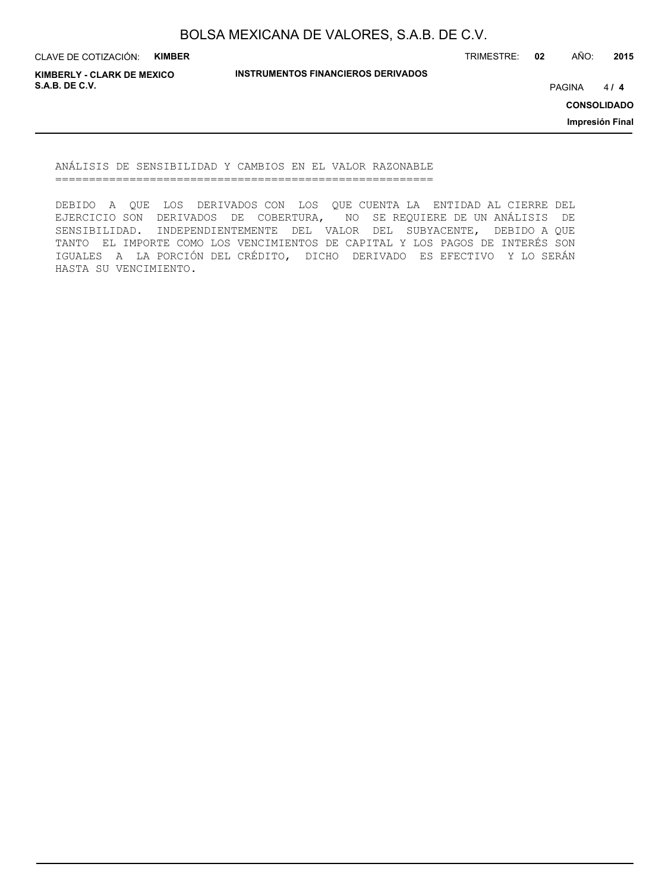## ANÁLISIS DE SENSIBILIDAD Y CAMBIOS EN EL VALOR RAZONABLE

DEBIDO A QUE LOS DERIVADOS CON LOS QUE CUENTA LA ENTIDAD AL CIERRE DEL EJERCICIO SON DERIVADOS DE COBERTURA, NO SE REQUIERE DE UN ANÁLISIS DE SENSIBILIDAD. INDEPENDIENTEMENTE DEL VALOR DEL SUBYACENTE, DEBIDO A QUE TANTO EL IMPORTE COMO LOS VENCIMIENTOS DE CAPITAL Y LOS PAGOS DE INTERÉS SON IGUALES A LA PORCIÓN DEL CRÉDITO, DICHO DERIVADO ES EFECTIVO Y LO SERÁN HASTA SU VENCIMIENTO.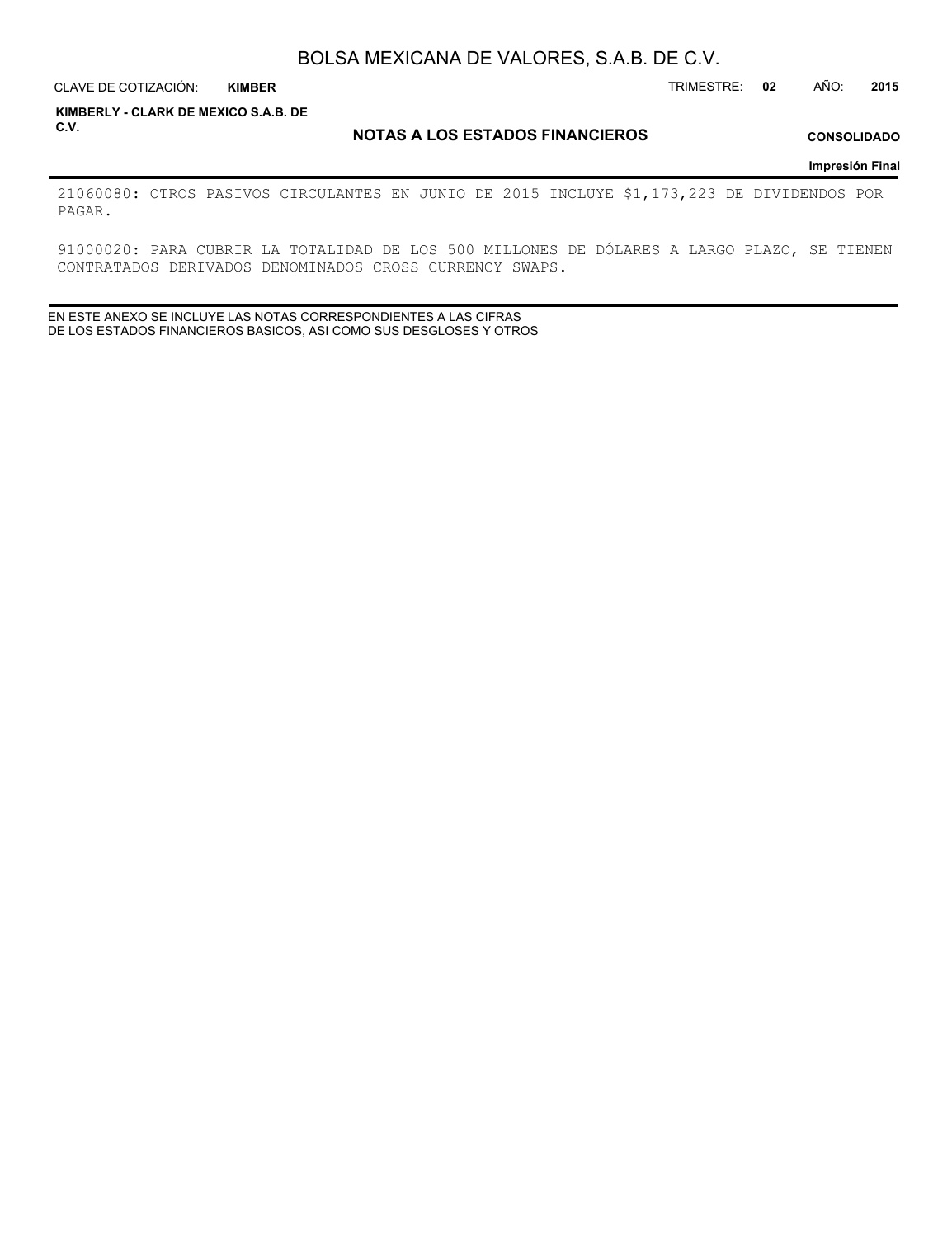## NOTAS A LOS ESTADOS FINANCIEROS

**CONSOLIDADO**

**Impresión Final**

21060080: OTROS PASIVOS CIRCULANTES EN JUNIO DE 2015 INCLUYE $1,173,223 DE DIVIDENDOS POR PAGAR.

91000020: PARA CUBRIR LA TOTALIDAD DE LOS 500 MILLONES DE DÓLARES A LARGO PLAZO, SE TIENEN CONTRATADOS DERIVADOS DENOMINADOS CROSS CURRENCY SWAPS.

EN ESTE ANEXO SE INCLUYE LAS NOTAS CORRESPONDIENTES A LAS CIFRAS DE LOS ESTADOS FINANCIEROS BASICOS, ASI COMO SUS DESGLOSES Y OTROS